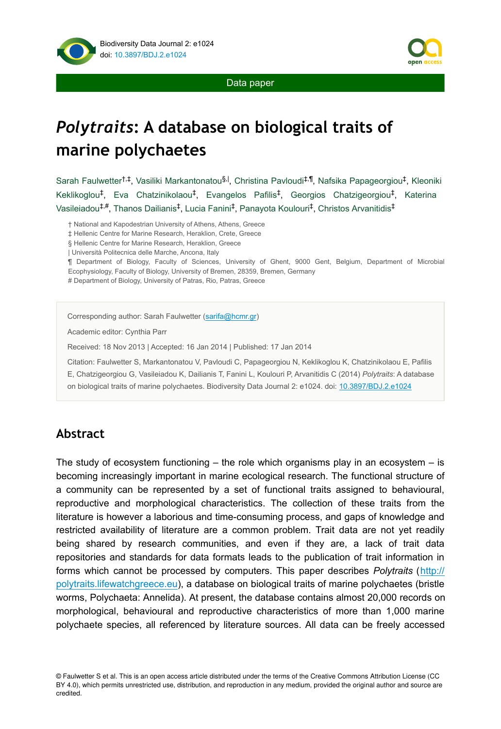Data paper

# *Polytraits*: A database on biological traits of marine polychaetes

Sarah Faulwetter[†,‡], Vasiliki Markantonatou[§,|], Christina Pavloudi[‡,¶], Nafsika Papageorgiou[‡], Kleoniki Keklikoglou[‡], Eva Chatzinikolaou[‡], Evangelos Pafilis[‡], Georgios Chatzigeorgiou[‡], Katerina Vasileiadou[‡,#], Thanos Dailianis[‡], Lucia Fanini[‡], Panayota Koulouri[‡], Christos Arvanitidis[‡]

† National and Kapodestrian University of Athens, Athens, Greece
‡ Hellenic Centre for Marine Research, Heraklion, Crete, Greece
§ Hellenic Centre for Marine Research, Heraklion, Greece
| Università Politecnica delle Marche, Ancona, Italy
¶ Department of Biology, Faculty of Sciences, University of Ghent, 9000 Gent, Belgium, Department of Microbial Ecophysiology, Faculty of Biology, University of Bremen, 28359, Bremen, Germany
# Department of Biology, University of Patras, Rio, Patras, Greece

Corresponding author: Sarah Faulwetter (sarifa@hcmr.gr)

Academic editor: Cynthia Parr

Received: 18 Nov 2013 | Accepted: 16 Jan 2014 | Published: 17 Jan 2014

Citation: Faulwetter S, Markantonatou V, Pavloudi C, Papageorgiou N, Keklikoglou K, Chatzinikolaou E, Pafilis E, Chatzigeorgiou G, Vasileiadou K, Dailianis T, Fanini L, Koulouri P, Arvanitidis C (2014) *Polytraits*: A database on biological traits of marine polychaetes. Biodiversity Data Journal 2: e1024. doi: 10.3897/BDJ.2.e1024

## Abstract

The study of ecosystem functioning – the role which organisms play in an ecosystem – is becoming increasingly important in marine ecological research. The functional structure of a community can be represented by a set of functional traits assigned to behavioural, reproductive and morphological characteristics. The collection of these traits from the literature is however a laborious and time-consuming process, and gaps of knowledge and restricted availability of literature are a common problem. Trait data are not yet readily being shared by research communities, and even if they are, a lack of trait data repositories and standards for data formats leads to the publication of trait information in forms which cannot be processed by computers. This paper describes *Polytraits* (http://polytraits.lifewatchgreece.eu), a database on biological traits of marine polychaetes (bristle worms, Polychaeta: Annelida). At present, the database contains almost 20,000 records on morphological, behavioural and reproductive characteristics of more than 1,000 marine polychaete species, all referenced by literature sources. All data can be freely accessed

© Faulwetter S et al. This is an open access article distributed under the terms of the Creative Commons Attribution License (CC BY 4.0), which permits unrestricted use, distribution, and reproduction in any medium, provided the original author and source are credited.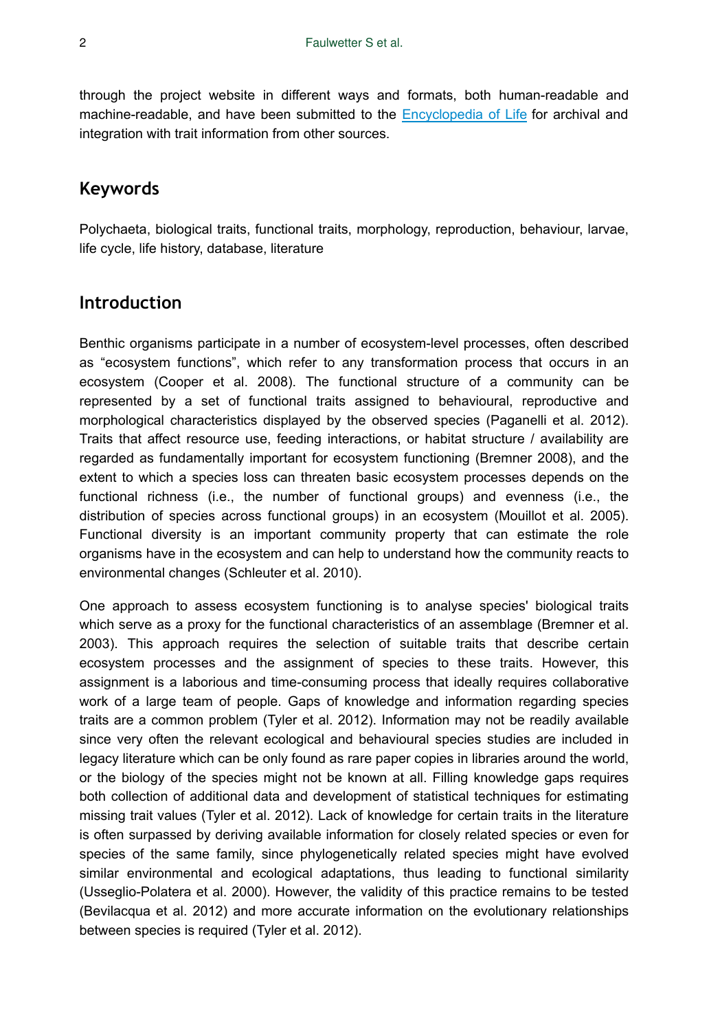through the project website in different ways and formats, both human-readable and machine-readable, and have been submitted to the [Encyclopedia of Life](Encyclopedia of Life) for archival and integration with trait information from other sources.

## Keywords

Polychaeta, biological traits, functional traits, morphology, reproduction, behaviour, larvae, life cycle, life history, database, literature

## Introduction

Benthic organisms participate in a number of ecosystem-level processes, often described as "ecosystem functions", which refer to any transformation process that occurs in an ecosystem (Cooper et al. 2008). The functional structure of a community can be represented by a set of functional traits assigned to behavioural, reproductive and morphological characteristics displayed by the observed species (Paganelli et al. 2012). Traits that affect resource use, feeding interactions, or habitat structure / availability are regarded as fundamentally important for ecosystem functioning (Bremner 2008), and the extent to which a species loss can threaten basic ecosystem processes depends on the functional richness (i.e., the number of functional groups) and evenness (i.e., the distribution of species across functional groups) in an ecosystem (Mouillot et al. 2005). Functional diversity is an important community property that can estimate the role organisms have in the ecosystem and can help to understand how the community reacts to environmental changes (Schleuter et al. 2010).

One approach to assess ecosystem functioning is to analyse species' biological traits which serve as a proxy for the functional characteristics of an assemblage (Bremner et al. 2003). This approach requires the selection of suitable traits that describe certain ecosystem processes and the assignment of species to these traits. However, this assignment is a laborious and time-consuming process that ideally requires collaborative work of a large team of people. Gaps of knowledge and information regarding species traits are a common problem (Tyler et al. 2012). Information may not be readily available since very often the relevant ecological and behavioural species studies are included in legacy literature which can be only found as rare paper copies in libraries around the world, or the biology of the species might not be known at all. Filling knowledge gaps requires both collection of additional data and development of statistical techniques for estimating missing trait values (Tyler et al. 2012). Lack of knowledge for certain traits in the literature is often surpassed by deriving available information for closely related species or even for species of the same family, since phylogenetically related species might have evolved similar environmental and ecological adaptations, thus leading to functional similarity (Usseglio-Polatera et al. 2000). However, the validity of this practice remains to be tested (Bevilacqua et al. 2012) and more accurate information on the evolutionary relationships between species is required (Tyler et al. 2012).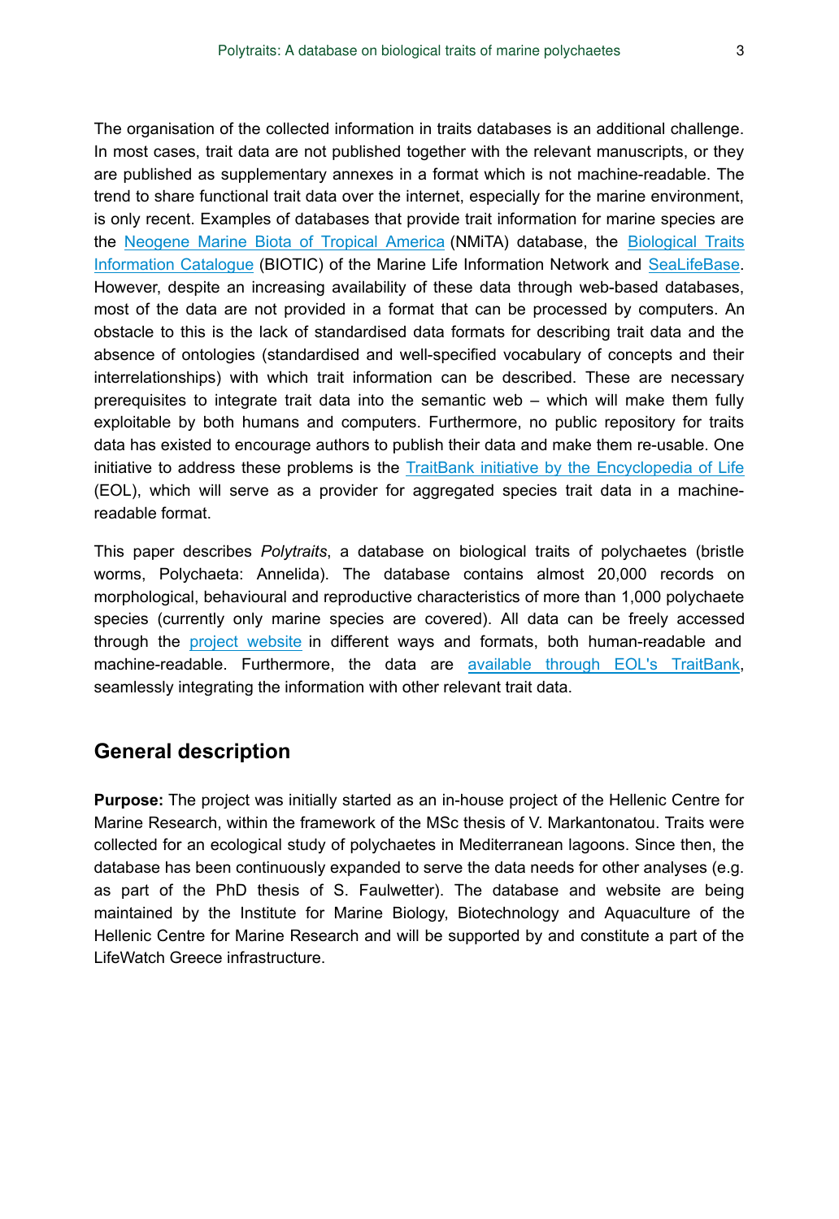The organisation of the collected information in traits databases is an additional challenge. In most cases, trait data are not published together with the relevant manuscripts, or they are published as supplementary annexes in a format which is not machine-readable. The trend to share functional trait data over the internet, especially for the marine environment, is only recent. Examples of databases that provide trait information for marine species are the Neogene Marine Biota of Tropical America (NMiTA) database, the Biological Traits Information Catalogue (BIOTIC) of the Marine Life Information Network and SeaLifeBase. However, despite an increasing availability of these data through web-based databases, most of the data are not provided in a format that can be processed by computers. An obstacle to this is the lack of standardised data formats for describing trait data and the absence of ontologies (standardised and well-specified vocabulary of concepts and their interrelationships) with which trait information can be described. These are necessary prerequisites to integrate trait data into the semantic web – which will make them fully exploitable by both humans and computers. Furthermore, no public repository for traits data has existed to encourage authors to publish their data and make them re-usable. One initiative to address these problems is the TraitBank initiative by the Encyclopedia of Life (EOL), which will serve as a provider for aggregated species trait data in a machine-readable format.

This paper describes *Polytraits*, a database on biological traits of polychaetes (bristle worms, Polychaeta: Annelida). The database contains almost 20,000 records on morphological, behavioural and reproductive characteristics of more than 1,000 polychaete species (currently only marine species are covered). All data can be freely accessed through the project website in different ways and formats, both human-readable and machine-readable. Furthermore, the data are available through EOL's TraitBank, seamlessly integrating the information with other relevant trait data.

## General description

**Purpose:** The project was initially started as an in-house project of the Hellenic Centre for Marine Research, within the framework of the MSc thesis of V. Markantonatou. Traits were collected for an ecological study of polychaetes in Mediterranean lagoons. Since then, the database has been continuously expanded to serve the data needs for other analyses (e.g. as part of the PhD thesis of S. Faulwetter). The database and website are being maintained by the Institute for Marine Biology, Biotechnology and Aquaculture of the Hellenic Centre for Marine Research and will be supported by and constitute a part of the LifeWatch Greece infrastructure.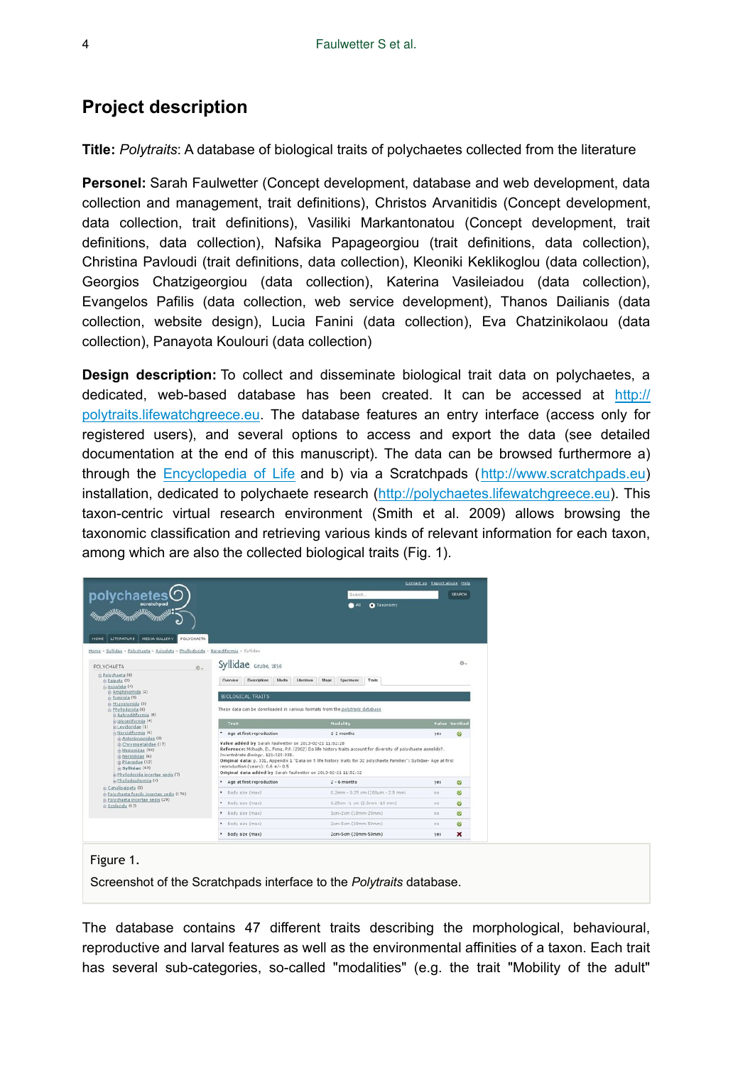## Project description

**Title:** *Polytraits*: A database of biological traits of polychaetes collected from the literature

**Personel:** Sarah Faulwetter (Concept development, database and web development, data collection and management, trait definitions), Christos Arvanitidis (Concept development, data collection, trait definitions), Vasiliki Markantonatou (Concept development, trait definitions, data collection), Nafsika Papageorgiou (trait definitions, data collection), Christina Pavloudi (trait definitions, data collection), Kleoniki Keklikoglou (data collection), Georgios Chatzigeorgiou (data collection), Katerina Vasileiadou (data collection), Evangelos Pafilis (data collection, web service development), Thanos Dailianis (data collection, website design), Lucia Fanini (data collection), Eva Chatzinikolaou (data collection), Panayota Koulouri (data collection)

**Design description:** To collect and disseminate biological trait data on polychaetes, a dedicated, web-based database has been created. It can be accessed at http://polytraits.lifewatchgreece.eu. The database features an entry interface (access only for registered users), and several options to access and export the data (see detailed documentation at the end of this manuscript). The data can be browsed furthermore a) through the Encyclopedia of Life and b) via a Scratchpads (http://www.scratchpads.eu) installation, dedicated to polychaete research (http://polychaetes.lifewatchgreece.eu). This taxon-centric virtual research environment (Smith et al. 2009) allows browsing the taxonomic classification and retrieving various kinds of relevant information for each taxon, among which are also the collected biological traits (Fig. 1).

Figure 1.

Screenshot of the Scratchpads interface to the *Polytraits* database.

The database contains 47 different traits describing the morphological, behavioural, reproductive and larval features as well as the environmental affinities of a taxon. Each trait has several sub-categories, so-called "modalities" (e.g. the trait "Mobility of the adult"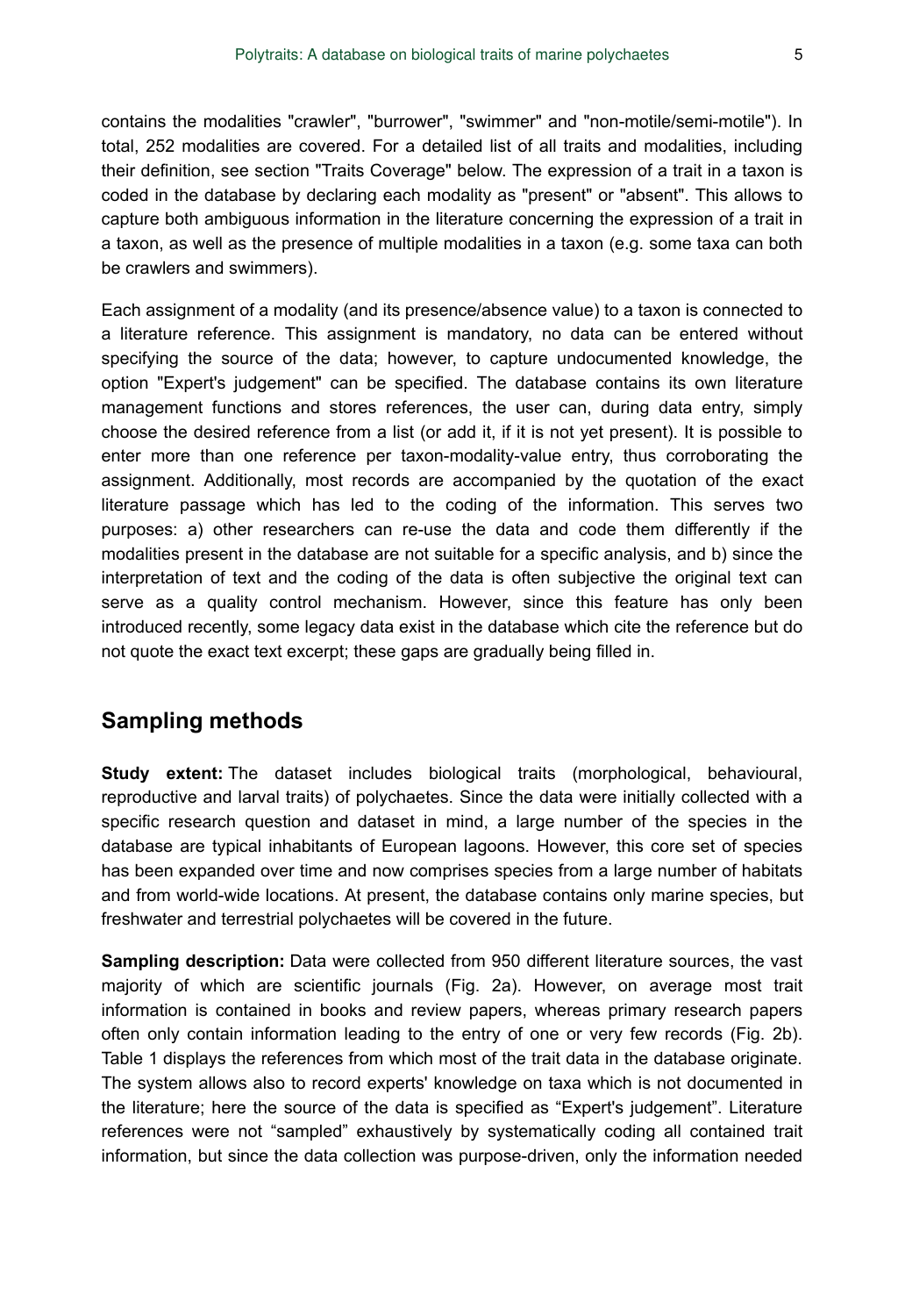contains the modalities "crawler", "burrower", "swimmer" and "non-motile/semi-motile"). In total, 252 modalities are covered. For a detailed list of all traits and modalities, including their definition, see section "Traits Coverage" below. The expression of a trait in a taxon is coded in the database by declaring each modality as "present" or "absent". This allows to capture both ambiguous information in the literature concerning the expression of a trait in a taxon, as well as the presence of multiple modalities in a taxon (e.g. some taxa can both be crawlers and swimmers).

Each assignment of a modality (and its presence/absence value) to a taxon is connected to a literature reference. This assignment is mandatory, no data can be entered without specifying the source of the data; however, to capture undocumented knowledge, the option "Expert's judgement" can be specified. The database contains its own literature management functions and stores references, the user can, during data entry, simply choose the desired reference from a list (or add it, if it is not yet present). It is possible to enter more than one reference per taxon-modality-value entry, thus corroborating the assignment. Additionally, most records are accompanied by the quotation of the exact literature passage which has led to the coding of the information. This serves two purposes: a) other researchers can re-use the data and code them differently if the modalities present in the database are not suitable for a specific analysis, and b) since the interpretation of text and the coding of the data is often subjective the original text can serve as a quality control mechanism. However, since this feature has only been introduced recently, some legacy data exist in the database which cite the reference but do not quote the exact text excerpt; these gaps are gradually being filled in.

## Sampling methods

**Study extent:** The dataset includes biological traits (morphological, behavioural, reproductive and larval traits) of polychaetes. Since the data were initially collected with a specific research question and dataset in mind, a large number of the species in the database are typical inhabitants of European lagoons. However, this core set of species has been expanded over time and now comprises species from a large number of habitats and from world-wide locations. At present, the database contains only marine species, but freshwater and terrestrial polychaetes will be covered in the future.

**Sampling description:** Data were collected from 950 different literature sources, the vast majority of which are scientific journals (Fig. 2a). However, on average most trait information is contained in books and review papers, whereas primary research papers often only contain information leading to the entry of one or very few records (Fig. 2b). Table 1 displays the references from which most of the trait data in the database originate. The system allows also to record experts' knowledge on taxa which is not documented in the literature; here the source of the data is specified as “Expert's judgement”. Literature references were not “sampled” exhaustively by systematically coding all contained trait information, but since the data collection was purpose-driven, only the information needed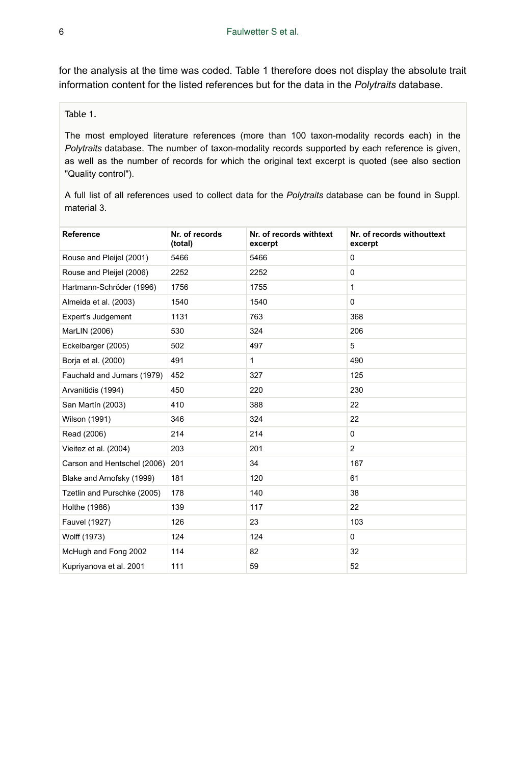for the analysis at the time was coded. Table 1 therefore does not display the absolute trait information content for the listed references but for the data in the *Polytraits* database.

Table 1.

The most employed literature references (more than 100 taxon-modality records each) in the *Polytraits* database. The number of taxon-modality records supported by each reference is given, as well as the number of records for which the original text excerpt is quoted (see also section "Quality control").

A full list of all references used to collect data for the *Polytraits* database can be found in Suppl. material 3.

| Reference | Nr. of records (total) | Nr. of records withtext excerpt | Nr. of records withouttext excerpt |
|---|---|---|---|
| Rouse and Pleijel (2001) | 5466 | 5466 | 0 |
| Rouse and Pleijel (2006) | 2252 | 2252 | 0 |
| Hartmann-Schröder (1996) | 1756 | 1755 | 1 |
| Almeida et al. (2003) | 1540 | 1540 | 0 |
| Expert's Judgement | 1131 | 763 | 368 |
| MarLIN (2006) | 530 | 324 | 206 |
| Eckelbarger (2005) | 502 | 497 | 5 |
| Borja et al. (2000) | 491 | 1 | 490 |
| Fauchald and Jumars (1979) | 452 | 327 | 125 |
| Arvanitidis (1994) | 450 | 220 | 230 |
| San Martín (2003) | 410 | 388 | 22 |
| Wilson (1991) | 346 | 324 | 22 |
| Read (2006) | 214 | 214 | 0 |
| Vieitez et al. (2004) | 203 | 201 | 2 |
| Carson and Hentschel (2006) | 201 | 34 | 167 |
| Blake and Arnofsky (1999) | 181 | 120 | 61 |
| Tzetlin and Purschke (2005) | 178 | 140 | 38 |
| Holthe (1986) | 139 | 117 | 22 |
| Fauvel (1927) | 126 | 23 | 103 |
| Wolff (1973) | 124 | 124 | 0 |
| McHugh and Fong 2002 | 114 | 82 | 32 |
| Kupriyanova et al. 2001 | 111 | 59 | 52 |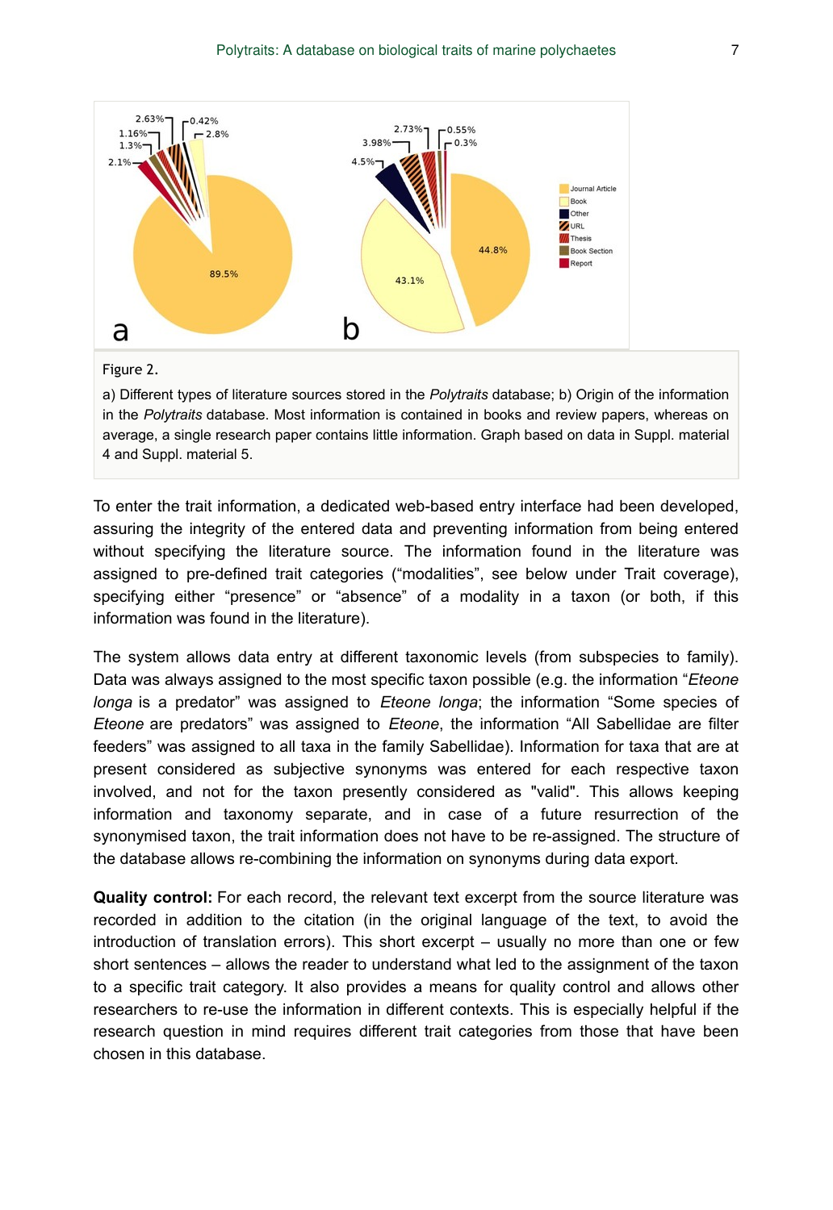Figure 2.

a) Different types of literature sources stored in the *Polytraits* database; b) Origin of the information in the *Polytraits* database. Most information is contained in books and review papers, whereas on average, a single research paper contains little information. Graph based on data in Suppl. material 4 and Suppl. material 5.

To enter the trait information, a dedicated web-based entry interface had been developed, assuring the integrity of the entered data and preventing information from being entered without specifying the literature source. The information found in the literature was assigned to pre-defined trait categories ("modalities", see below under Trait coverage), specifying either "presence" or "absence" of a modality in a taxon (or both, if this information was found in the literature).

The system allows data entry at different taxonomic levels (from subspecies to family). Data was always assigned to the most specific taxon possible (e.g. the information "*Eteone longa* is a predator" was assigned to *Eteone longa*; the information "Some species of *Eteone* are predators" was assigned to *Eteone*, the information "All Sabellidae are filter feeders" was assigned to all taxa in the family Sabellidae). Information for taxa that are at present considered as subjective synonyms was entered for each respective taxon involved, and not for the taxon presently considered as "valid". This allows keeping information and taxonomy separate, and in case of a future resurrection of the synonymised taxon, the trait information does not have to be re-assigned. The structure of the database allows re-combining the information on synonyms during data export.

**Quality control:** For each record, the relevant text excerpt from the source literature was recorded in addition to the citation (in the original language of the text, to avoid the introduction of translation errors). This short excerpt – usually no more than one or few short sentences – allows the reader to understand what led to the assignment of the taxon to a specific trait category. It also provides a means for quality control and allows other researchers to re-use the information in different contexts. This is especially helpful if the research question in mind requires different trait categories from those that have been chosen in this database.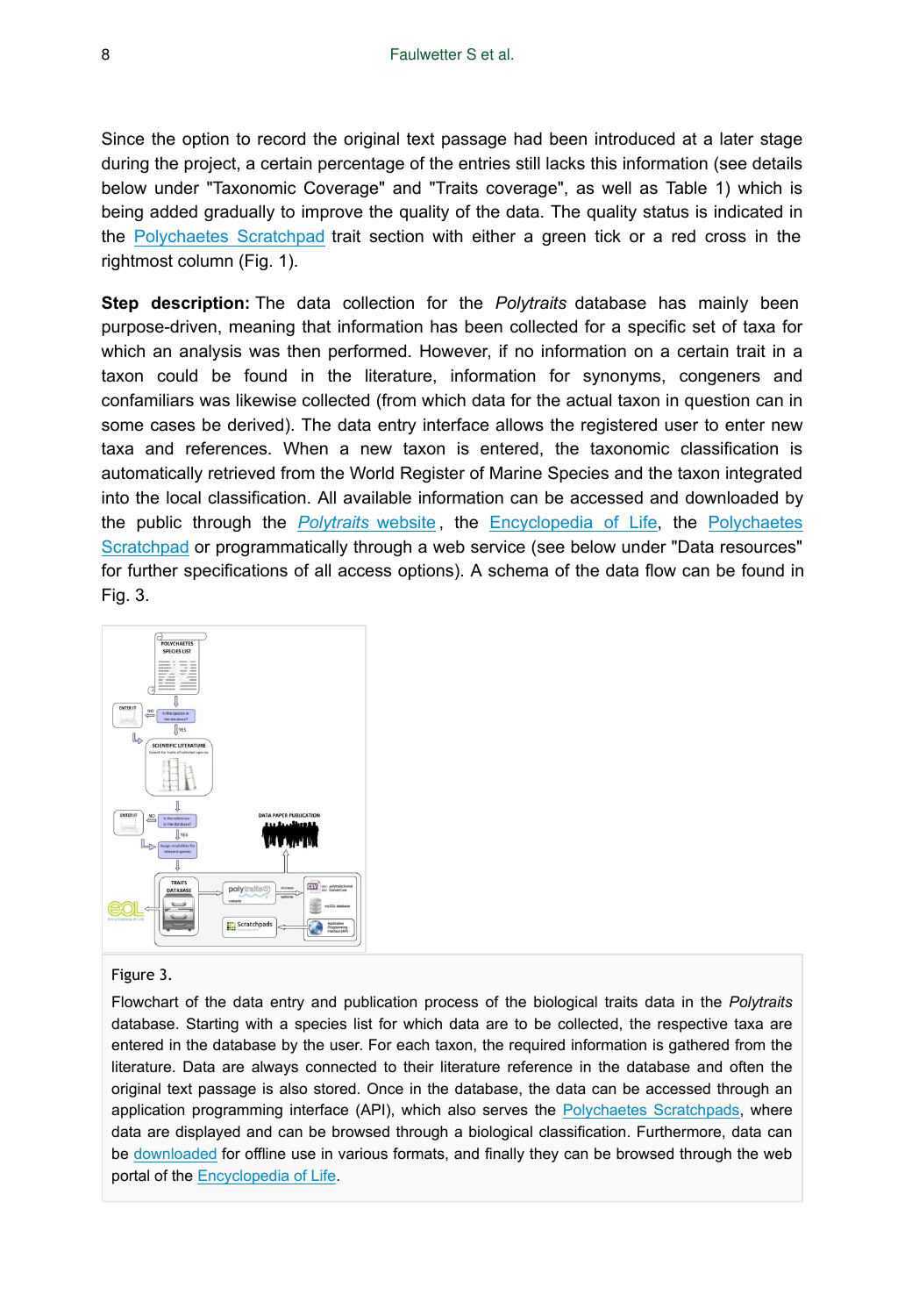Since the option to record the original text passage had been introduced at a later stage during the project, a certain percentage of the entries still lacks this information (see details below under "Taxonomic Coverage" and "Traits coverage", as well as Table 1) which is being added gradually to improve the quality of the data. The quality status is indicated in the Polychaetes Scratchpad trait section with either a green tick or a red cross in the rightmost column (Fig. 1).

**Step description:** The data collection for the *Polytraits* database has mainly been purpose-driven, meaning that information has been collected for a specific set of taxa for which an analysis was then performed. However, if no information on a certain trait in a taxon could be found in the literature, information for synonyms, congeners and confamiliars was likewise collected (from which data for the actual taxon in question can in some cases be derived). The data entry interface allows the registered user to enter new taxa and references. When a new taxon is entered, the taxonomic classification is automatically retrieved from the World Register of Marine Species and the taxon integrated into the local classification. All available information can be accessed and downloaded by the public through the *Polytraits* website, the Encyclopedia of Life, the Polychaetes Scratchpad or programmatically through a web service (see below under "Data resources" for further specifications of all access options). A schema of the data flow can be found in Fig. 3.

Figure 3.

Flowchart of the data entry and publication process of the biological traits data in the *Polytraits* database. Starting with a species list for which data are to be collected, the respective taxa are entered in the database by the user. For each taxon, the required information is gathered from the literature. Data are always connected to their literature reference in the database and often the original text passage is also stored. Once in the database, the data can be accessed through an application programming interface (API), which also serves the Polychaetes Scratchpads, where data are displayed and can be browsed through a biological classification. Furthermore, data can be downloaded for offline use in various formats, and finally they can be browsed through the web portal of the Encyclopedia of Life.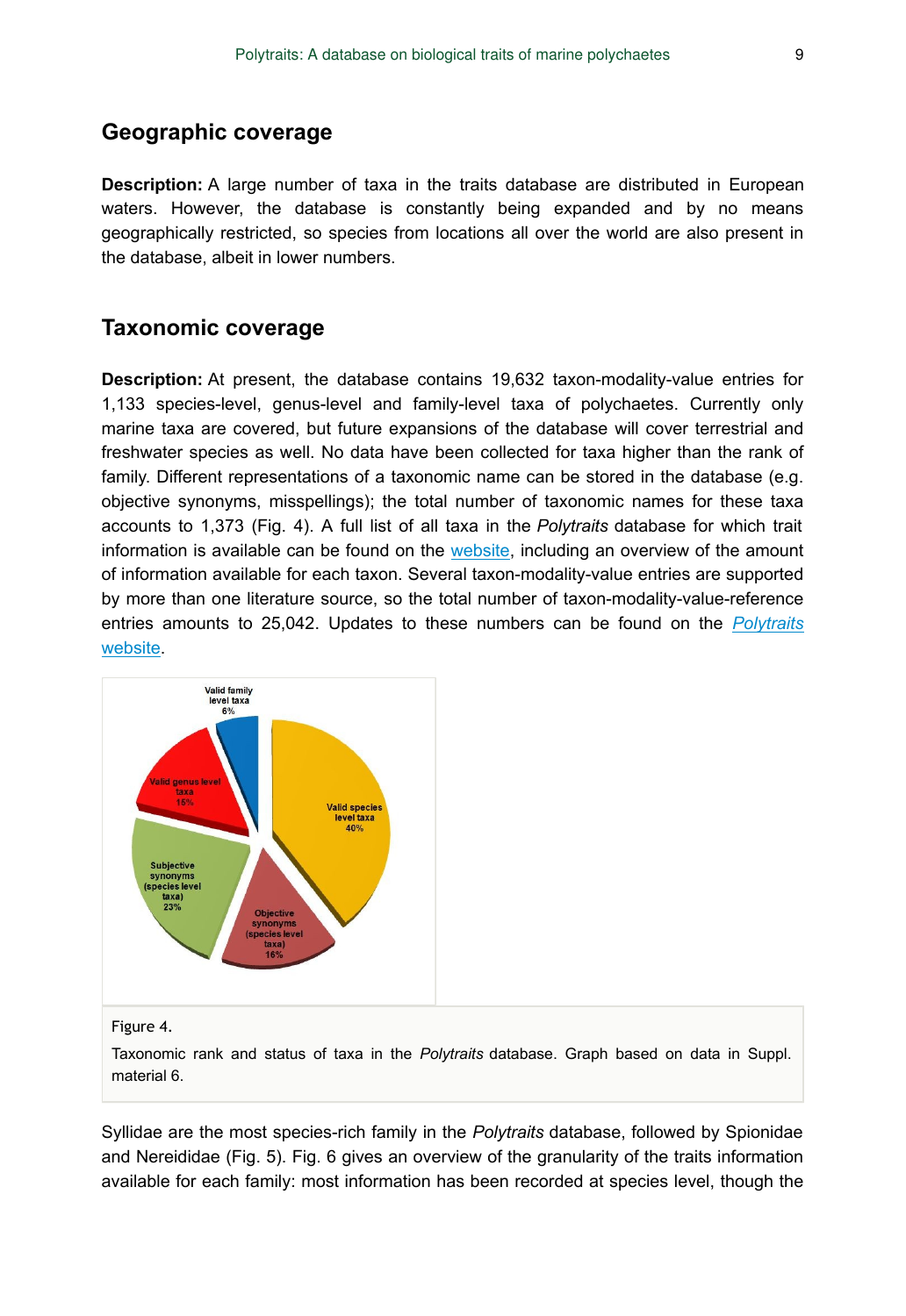## Geographic coverage

**Description:** A large number of taxa in the traits database are distributed in European waters. However, the database is constantly being expanded and by no means geographically restricted, so species from locations all over the world are also present in the database, albeit in lower numbers.

## Taxonomic coverage

**Description:** At present, the database contains 19,632 taxon-modality-value entries for 1,133 species-level, genus-level and family-level taxa of polychaetes. Currently only marine taxa are covered, but future expansions of the database will cover terrestrial and freshwater species as well. No data have been collected for taxa higher than the rank of family. Different representations of a taxonomic name can be stored in the database (e.g. objective synonyms, misspellings); the total number of taxonomic names for these taxa accounts to 1,373 (Fig. 4). A full list of all taxa in the *Polytraits* database for which trait information is available can be found on the website, including an overview of the amount of information available for each taxon. Several taxon-modality-value entries are supported by more than one literature source, so the total number of taxon-modality-value-reference entries amounts to 25,042. Updates to these numbers can be found on the *Polytraits* website.

Figure 4.

Taxonomic rank and status of taxa in the *Polytraits* database. Graph based on data in Suppl. material 6.

Syllidae are the most species-rich family in the *Polytraits* database, followed by Spionidae and Nereididae (Fig. 5). Fig. 6 gives an overview of the granularity of the traits information available for each family: most information has been recorded at species level, though the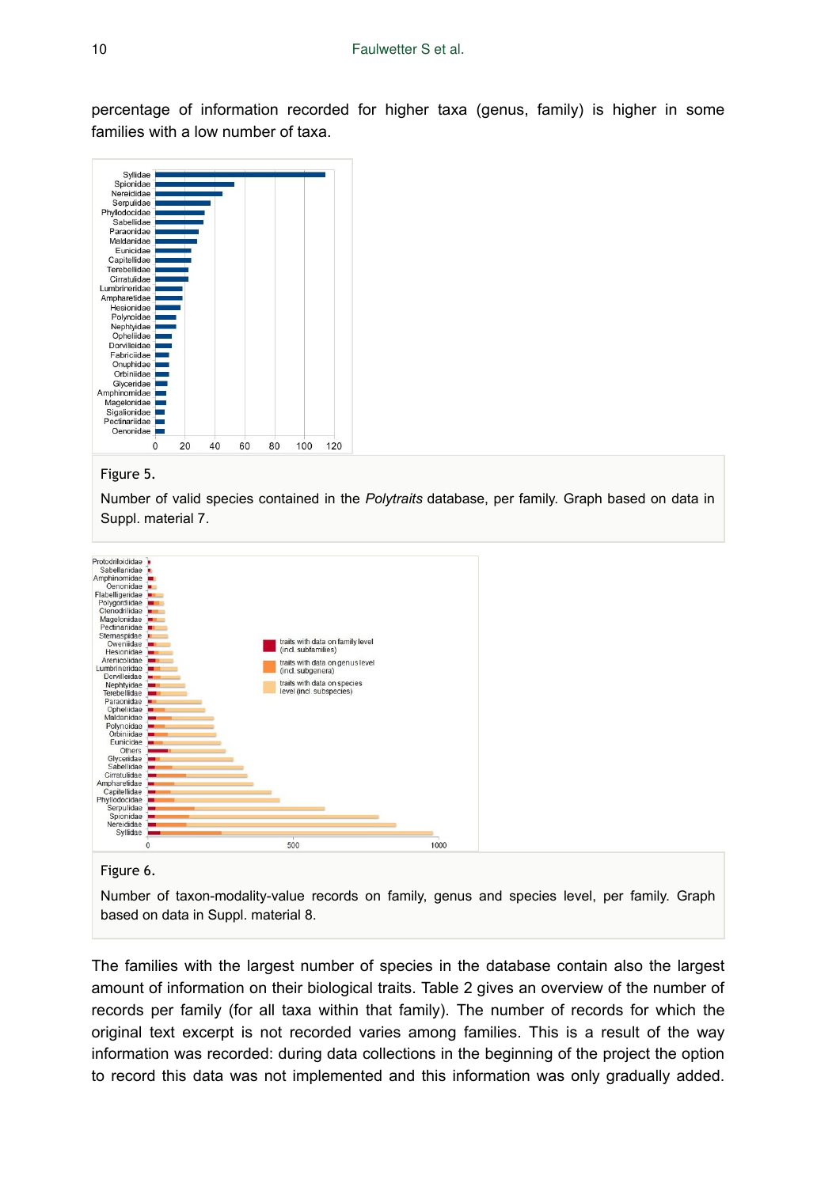percentage of information recorded for higher taxa (genus, family) is higher in some families with a low number of taxa.

Figure 5.

Number of valid species contained in the *Polytraits* database, per family. Graph based on data in Suppl. material 7.

Figure 6.

Number of taxon-modality-value records on family, genus and species level, per family. Graph based on data in Suppl. material 8.

The families with the largest number of species in the database contain also the largest amount of information on their biological traits. Table 2 gives an overview of the number of records per family (for all taxa within that family). The number of records for which the original text excerpt is not recorded varies among families. This is a result of the way information was recorded: during data collections in the beginning of the project the option to record this data was not implemented and this information was only gradually added.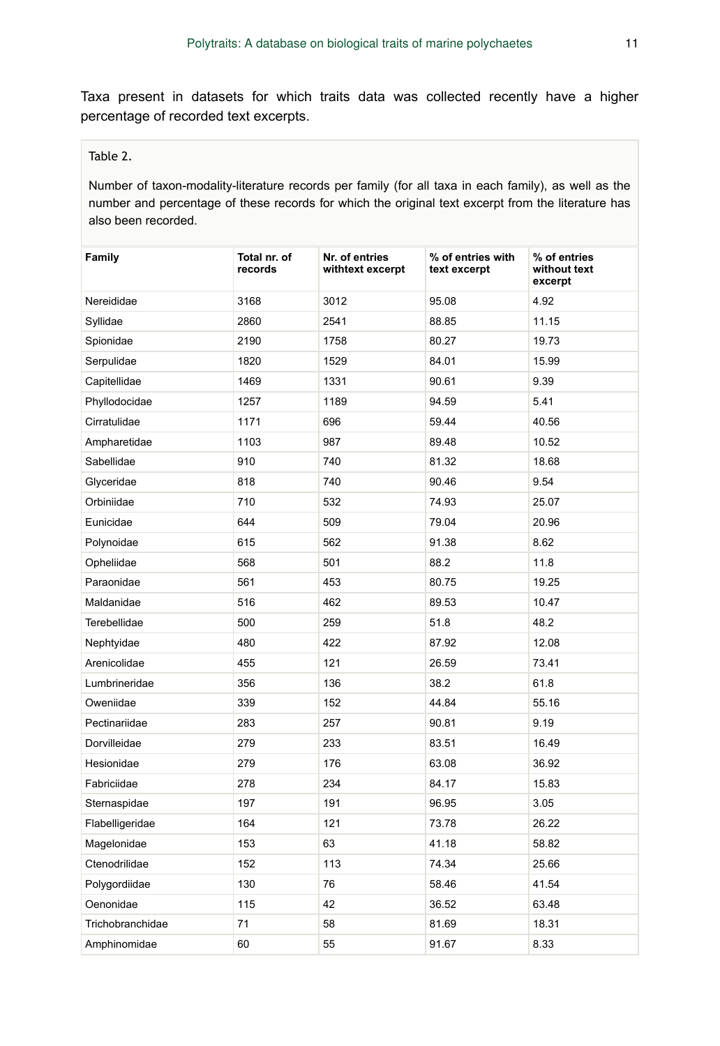Taxa present in datasets for which traits data was collected recently have a higher percentage of recorded text excerpts.

Table 2.

Number of taxon-modality-literature records per family (for all taxa in each family), as well as the number and percentage of these records for which the original text excerpt from the literature has also been recorded.

| Family | Total nr. of records | Nr. of entries withtext excerpt | % of entries with text excerpt | % of entries without text excerpt |
|---|---|---|---|---|
| Nereididae | 3168 | 3012 | 95.08 | 4.92 |
| Syllidae | 2860 | 2541 | 88.85 | 11.15 |
| Spionidae | 2190 | 1758 | 80.27 | 19.73 |
| Serpulidae | 1820 | 1529 | 84.01 | 15.99 |
| Capitellidae | 1469 | 1331 | 90.61 | 9.39 |
| Phyllodocidae | 1257 | 1189 | 94.59 | 5.41 |
| Cirratulidae | 1171 | 696 | 59.44 | 40.56 |
| Ampharetidae | 1103 | 987 | 89.48 | 10.52 |
| Sabellidae | 910 | 740 | 81.32 | 18.68 |
| Glyceridae | 818 | 740 | 90.46 | 9.54 |
| Orbiniidae | 710 | 532 | 74.93 | 25.07 |
| Eunicidae | 644 | 509 | 79.04 | 20.96 |
| Polynoidae | 615 | 562 | 91.38 | 8.62 |
| Opheliidae | 568 | 501 | 88.2 | 11.8 |
| Paraonidae | 561 | 453 | 80.75 | 19.25 |
| Maldanidae | 516 | 462 | 89.53 | 10.47 |
| Terebellidae | 500 | 259 | 51.8 | 48.2 |
| Nephtyidae | 480 | 422 | 87.92 | 12.08 |
| Arenicolidae | 455 | 121 | 26.59 | 73.41 |
| Lumbrineridae | 356 | 136 | 38.2 | 61.8 |
| Oweniidae | 339 | 152 | 44.84 | 55.16 |
| Pectinariidae | 283 | 257 | 90.81 | 9.19 |
| Dorvilleidae | 279 | 233 | 83.51 | 16.49 |
| Hesionidae | 279 | 176 | 63.08 | 36.92 |
| Fabriciidae | 278 | 234 | 84.17 | 15.83 |
| Sternaspidae | 197 | 191 | 96.95 | 3.05 |
| Flabelligeridae | 164 | 121 | 73.78 | 26.22 |
| Magelonidae | 153 | 63 | 41.18 | 58.82 |
| Ctenodrilidae | 152 | 113 | 74.34 | 25.66 |
| Polygordiidae | 130 | 76 | 58.46 | 41.54 |
| Oenonidae | 115 | 42 | 36.52 | 63.48 |
| Trichobranchidae | 71 | 58 | 81.69 | 18.31 |
| Amphinomidae | 60 | 55 | 91.67 | 8.33 |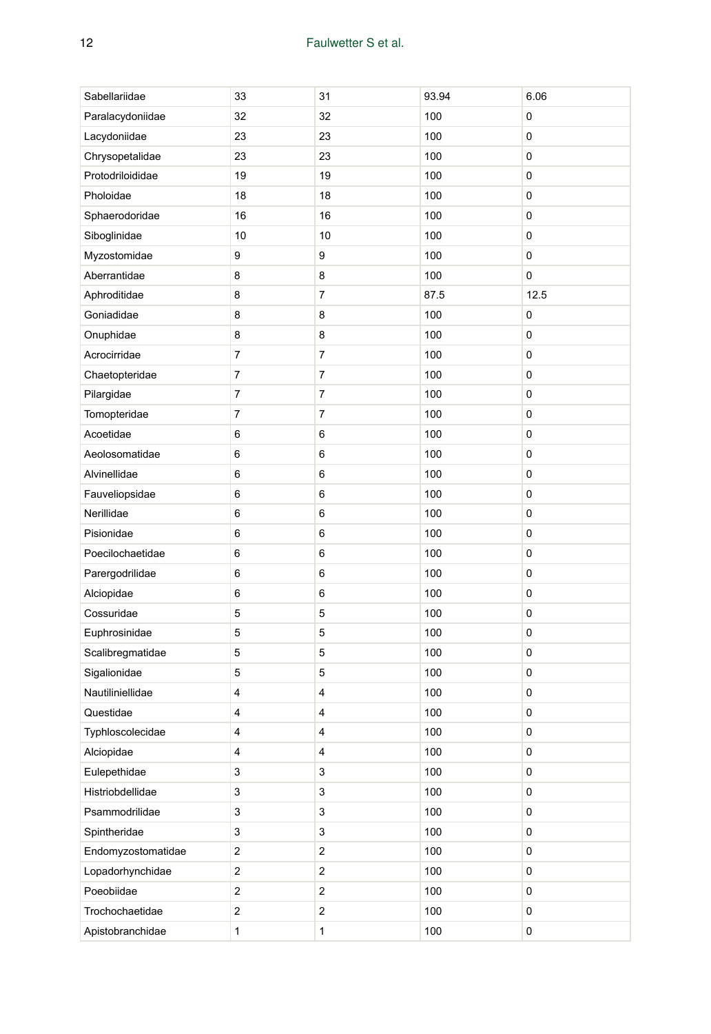| | | | | |
|---|---|---|---|---|
| Sabellariidae | 33 | 31 | 93.94 | 6.06 |
| Paralacydoniidae | 32 | 32 | 100 | 0 |
| Lacydoniidae | 23 | 23 | 100 | 0 |
| Chrysopetalidae | 23 | 23 | 100 | 0 |
| Protodriloididae | 19 | 19 | 100 | 0 |
| Pholoidae | 18 | 18 | 100 | 0 |
| Sphaerodoridae | 16 | 16 | 100 | 0 |
| Siboglinidae | 10 | 10 | 100 | 0 |
| Myzostomidae | 9 | 9 | 100 | 0 |
| Aberrantidae | 8 | 8 | 100 | 0 |
| Aphroditidae | 8 | 7 | 87.5 | 12.5 |
| Goniadidae | 8 | 8 | 100 | 0 |
| Onuphidae | 8 | 8 | 100 | 0 |
| Acrocirridae | 7 | 7 | 100 | 0 |
| Chaetopteridae | 7 | 7 | 100 | 0 |
| Pilargidae | 7 | 7 | 100 | 0 |
| Tomopteridae | 7 | 7 | 100 | 0 |
| Acoetidae | 6 | 6 | 100 | 0 |
| Aeolosomatidae | 6 | 6 | 100 | 0 |
| Alvinellidae | 6 | 6 | 100 | 0 |
| Fauveliopsidae | 6 | 6 | 100 | 0 |
| Nerillidae | 6 | 6 | 100 | 0 |
| Pisionidae | 6 | 6 | 100 | 0 |
| Poecilochaetidae | 6 | 6 | 100 | 0 |
| Parergodrilidae | 6 | 6 | 100 | 0 |
| Alciopidae | 6 | 6 | 100 | 0 |
| Cossuridae | 5 | 5 | 100 | 0 |
| Euphrosinidae | 5 | 5 | 100 | 0 |
| Scalibregmatidae | 5 | 5 | 100 | 0 |
| Sigalionidae | 5 | 5 | 100 | 0 |
| Nautiliniellidae | 4 | 4 | 100 | 0 |
| Questidae | 4 | 4 | 100 | 0 |
| Typhloscolecidae | 4 | 4 | 100 | 0 |
| Alciopidae | 4 | 4 | 100 | 0 |
| Eulepethidae | 3 | 3 | 100 | 0 |
| Histriobdellidae | 3 | 3 | 100 | 0 |
| Psammodrilidae | 3 | 3 | 100 | 0 |
| Spintheridae | 3 | 3 | 100 | 0 |
| Endomyzostomatidae | 2 | 2 | 100 | 0 |
| Lopadorhynchidae | 2 | 2 | 100 | 0 |
| Poeobiidae | 2 | 2 | 100 | 0 |
| Trochochaetidae | 2 | 2 | 100 | 0 |
| Apistobranchidae | 1 | 1 | 100 | 0 |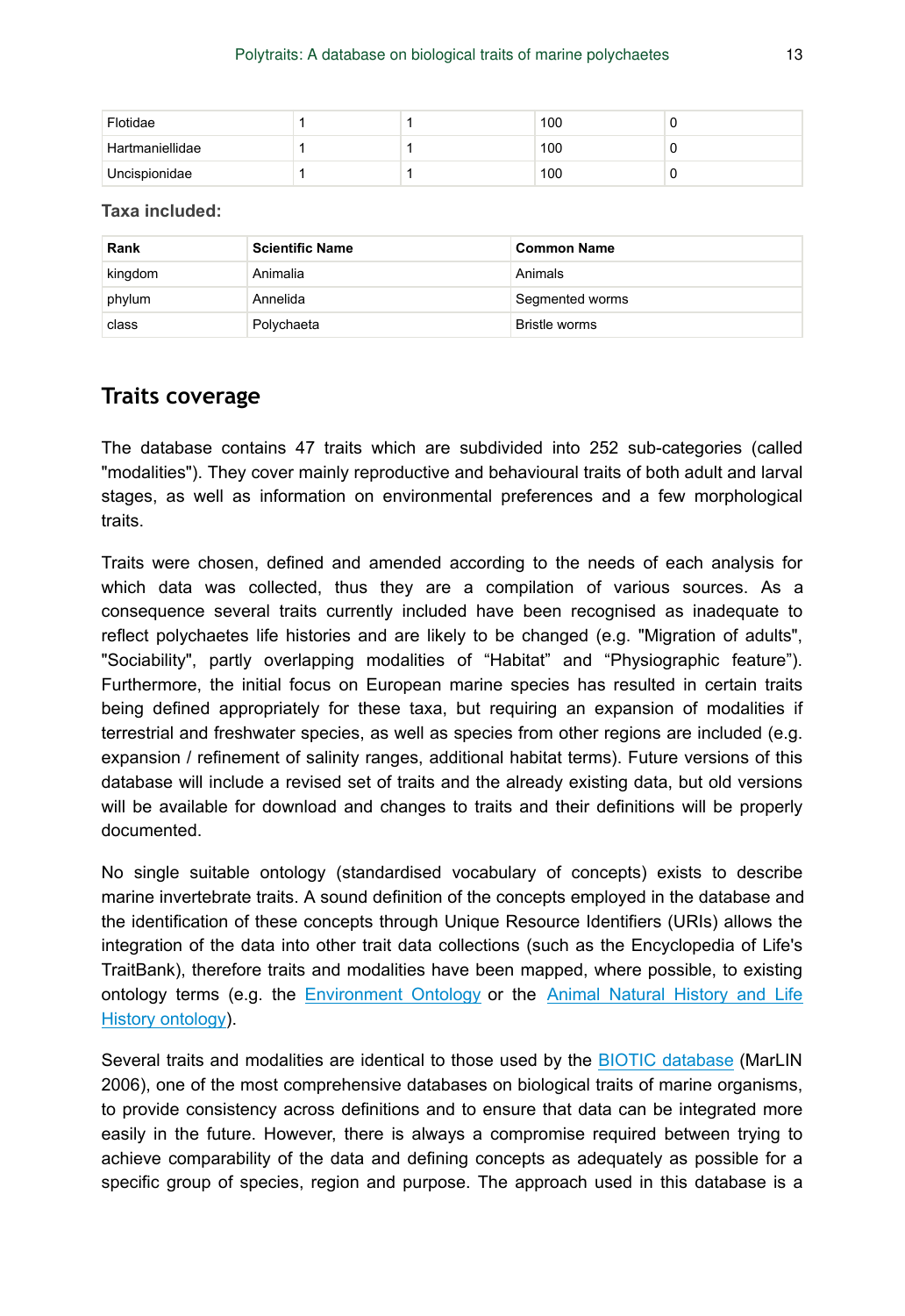| Flotidae | 1 | 1 | 100 | 0 |
| --- | --- | --- | --- | --- |
| Hartmaniellidae | 1 | 1 | 100 | 0 |
| Uncispionidae | 1 | 1 | 100 | 0 |

**Taxa included:**

| Rank | Scientific Name | Common Name |
| --- | --- | --- |
| kingdom | Animalia | Animals |
| phylum | Annelida | Segmented worms |
| class | Polychaeta | Bristle worms |

## Traits coverage

The database contains 47 traits which are subdivided into 252 sub-categories (called "modalities"). They cover mainly reproductive and behavioural traits of both adult and larval stages, as well as information on environmental preferences and a few morphological traits.

Traits were chosen, defined and amended according to the needs of each analysis for which data was collected, thus they are a compilation of various sources. As a consequence several traits currently included have been recognised as inadequate to reflect polychaetes life histories and are likely to be changed (e.g. "Migration of adults", "Sociability", partly overlapping modalities of “Habitat” and “Physiographic feature”). Furthermore, the initial focus on European marine species has resulted in certain traits being defined appropriately for these taxa, but requiring an expansion of modalities if terrestrial and freshwater species, as well as species from other regions are included (e.g. expansion / refinement of salinity ranges, additional habitat terms). Future versions of this database will include a revised set of traits and the already existing data, but old versions will be available for download and changes to traits and their definitions will be properly documented.

No single suitable ontology (standardised vocabulary of concepts) exists to describe marine invertebrate traits. A sound definition of the concepts employed in the database and the identification of these concepts through Unique Resource Identifiers (URIs) allows the integration of the data into other trait data collections (such as the Encyclopedia of Life's TraitBank), therefore traits and modalities have been mapped, where possible, to existing ontology terms (e.g. the Environment Ontology or the Animal Natural History and Life History ontology).

Several traits and modalities are identical to those used by the BIOTIC database (MarLIN 2006), one of the most comprehensive databases on biological traits of marine organisms, to provide consistency across definitions and to ensure that data can be integrated more easily in the future. However, there is always a compromise required between trying to achieve comparability of the data and defining concepts as adequately as possible for a specific group of species, region and purpose. The approach used in this database is a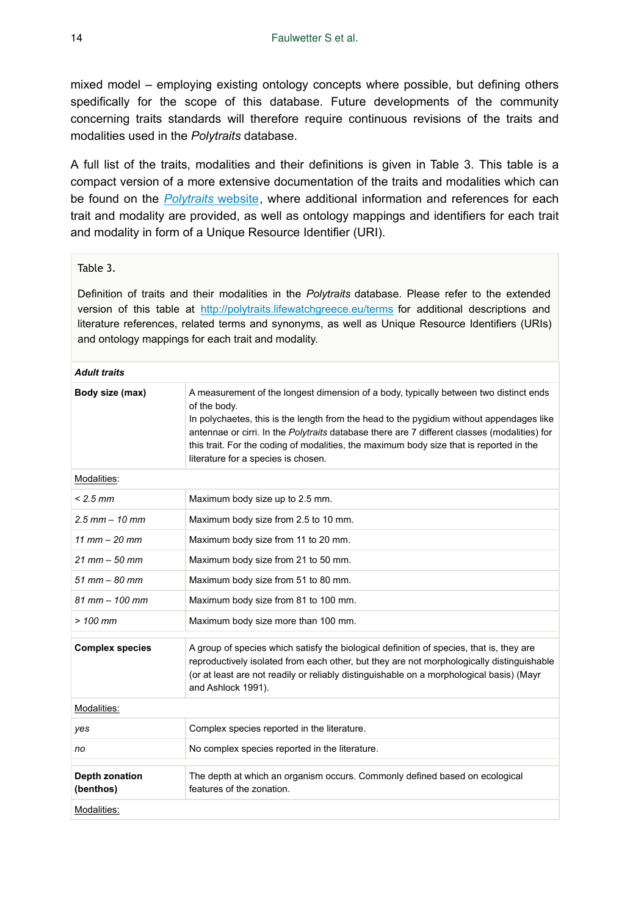mixed model – employing existing ontology concepts where possible, but defining others spedifically for the scope of this database. Future developments of the community concerning traits standards will therefore require continuous revisions of the traits and modalities used in the *Polytraits* database.

A full list of the traits, modalities and their definitions is given in Table 3. This table is a compact version of a more extensive documentation of the traits and modalities which can be found on the *Polytraits* website, where additional information and references for each trait and modality are provided, as well as ontology mappings and identifiers for each trait and modality in form of a Unique Resource Identifier (URI).

Table 3.

Definition of traits and their modalities in the *Polytraits* database. Please refer to the extended version of this table at http://polytraits.lifewatchgreece.eu/terms for additional descriptions and literature references, related terms and synonyms, as well as Unique Resource Identifiers (URIs) and ontology mappings for each trait and modality.

| ***Adult traits*** | |
|---|---|
| **Body size (max)** | A measurement of the longest dimension of a body, typically between two distinct ends of the body.<br>In polychaetes, this is the length from the head to the pygidium without appendages like antennae or cirri. In the *Polytraits* database there are 7 different classes (modalities) for this trait. For the coding of modalities, the maximum body size that is reported in the literature for a species is chosen. |
| Modalities: | |
| *< 2.5 mm* | Maximum body size up to 2.5 mm. |
| *2.5 mm – 10 mm* | Maximum body size from 2.5 to 10 mm. |
| *11 mm – 20 mm* | Maximum body size from 11 to 20 mm. |
| *21 mm – 50 mm* | Maximum body size from 21 to 50 mm. |
| *51 mm – 80 mm* | Maximum body size from 51 to 80 mm. |
| *81 mm – 100 mm* | Maximum body size from 81 to 100 mm. |
| *> 100 mm* | Maximum body size more than 100 mm. |
| **Complex species** | A group of species which satisfy the biological definition of species, that is, they are reproductively isolated from each other, but they are not morphologically distinguishable (or at least are not readily or reliably distinguishable on a morphological basis) (Mayr and Ashlock 1991). |
| Modalities: | |
| *yes* | Complex species reported in the literature. |
| *no* | No complex species reported in the literature. |
| **Depth zonation (benthos)** | The depth at which an organism occurs. Commonly defined based on ecological features of the zonation. |
| Modalities: | |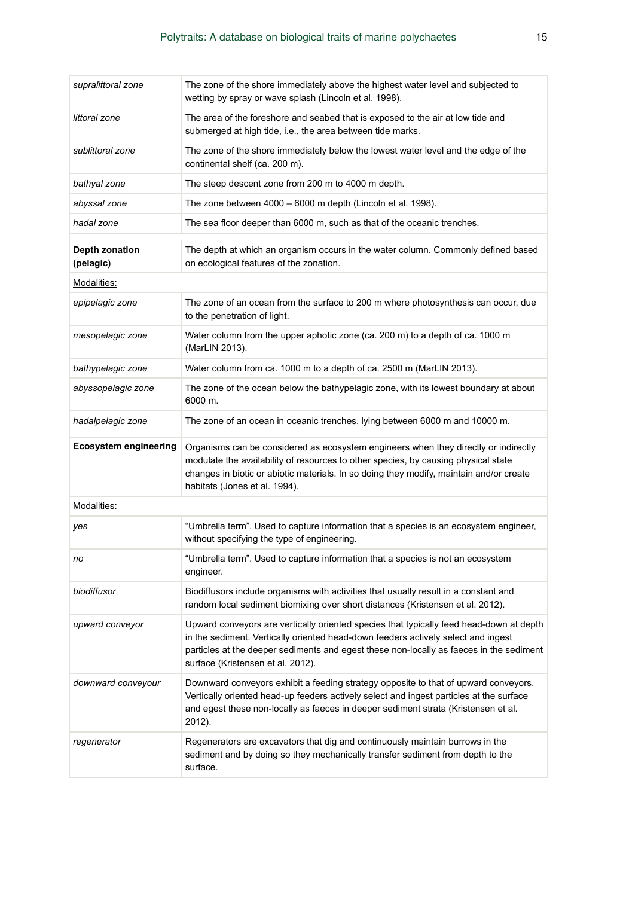| | |
|---|---|
| *supralittoral zone* | The zone of the shore immediately above the highest water level and subjected to wetting by spray or wave splash (Lincoln et al. 1998). |
| *littoral zone* | The area of the foreshore and seabed that is exposed to the air at low tide and submerged at high tide, i.e., the area between tide marks. |
| *sublittoral zone* | The zone of the shore immediately below the lowest water level and the edge of the continental shelf (ca. 200 m). |
| *bathyal zone* | The steep descent zone from 200 m to 4000 m depth. |
| *abyssal zone* | The zone between 4000 – 6000 m depth (Lincoln et al. 1998). |
| *hadal zone* | The sea floor deeper than 6000 m, such as that of the oceanic trenches. |
| | |
| **Depth zonation (pelagic)** | The depth at which an organism occurs in the water column. Commonly defined based on ecological features of the zonation. |
| Modalities: | |
| *epipelagic zone* | The zone of an ocean from the surface to 200 m where photosynthesis can occur, due to the penetration of light. |
| *mesopelagic zone* | Water column from the upper aphotic zone (ca. 200 m) to a depth of ca. 1000 m (MarLIN 2013). |
| *bathypelagic zone* | Water column from ca. 1000 m to a depth of ca. 2500 m (MarLIN 2013). |
| *abyssopelagic zone* | The zone of the ocean below the bathypelagic zone, with its lowest boundary at about 6000 m. |
| *hadalpelagic zone* | The zone of an ocean in oceanic trenches, lying between 6000 m and 10000 m. |
| | |
| **Ecosystem engineering** | Organisms can be considered as ecosystem engineers when they directly or indirectly modulate the availability of resources to other species, by causing physical state changes in biotic or abiotic materials. In so doing they modify, maintain and/or create habitats (Jones et al. 1994). |
| Modalities: | |
| *yes* | "Umbrella term". Used to capture information that a species is an ecosystem engineer, without specifying the type of engineering. |
| *no* | "Umbrella term". Used to capture information that a species is not an ecosystem engineer. |
| *biodiffusor* | Biodiffusors include organisms with activities that usually result in a constant and random local sediment biomixing over short distances (Kristensen et al. 2012). |
| *upward conveyor* | Upward conveyors are vertically oriented species that typically feed head-down at depth in the sediment. Vertically oriented head-down feeders actively select and ingest particles at the deeper sediments and egest these non-locally as faeces in the sediment surface (Kristensen et al. 2012). |
| *downward conveyour* | Downward conveyors exhibit a feeding strategy opposite to that of upward conveyors. Vertically oriented head-up feeders actively select and ingest particles at the surface and egest these non-locally as faeces in deeper sediment strata (Kristensen et al. 2012). |
| *regenerator* | Regenerators are excavators that dig and continuously maintain burrows in the sediment and by doing so they mechanically transfer sediment from depth to the surface. |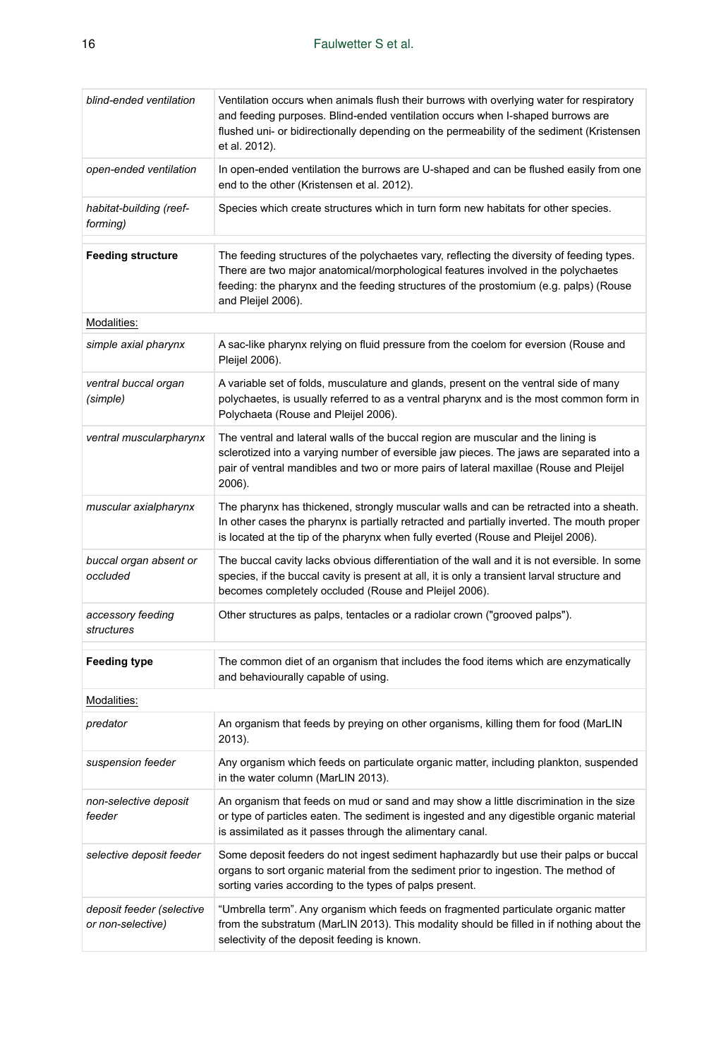| | |
|---|---|
| *blind-ended ventilation* | Ventilation occurs when animals flush their burrows with overlying water for respiratory and feeding purposes. Blind-ended ventilation occurs when I-shaped burrows are flushed uni- or bidirectionally depending on the permeability of the sediment (Kristensen et al. 2012). |
| *open-ended ventilation* | In open-ended ventilation the burrows are U-shaped and can be flushed easily from one end to the other (Kristensen et al. 2012). |
| *habitat-building (reef-forming)* | Species which create structures which in turn form new habitats for other species. |
| | |
| **Feeding structure** | The feeding structures of the polychaetes vary, reflecting the diversity of feeding types. There are two major anatomical/morphological features involved in the polychaetes feeding: the pharynx and the feeding structures of the prostomium (e.g. palps) (Rouse and Pleijel 2006). |
| Modalities: | |
| *simple axial pharynx* | A sac-like pharynx relying on fluid pressure from the coelom for eversion (Rouse and Pleijel 2006). |
| *ventral buccal organ (simple)* | A variable set of folds, musculature and glands, present on the ventral side of many polychaetes, is usually referred to as a ventral pharynx and is the most common form in Polychaeta (Rouse and Pleijel 2006). |
| *ventral muscularpharynx* | The ventral and lateral walls of the buccal region are muscular and the lining is sclerotized into a varying number of eversible jaw pieces. The jaws are separated into a pair of ventral mandibles and two or more pairs of lateral maxillae (Rouse and Pleijel 2006). |
| *muscular axialpharynx* | The pharynx has thickened, strongly muscular walls and can be retracted into a sheath. In other cases the pharynx is partially retracted and partially inverted. The mouth proper is located at the tip of the pharynx when fully everted (Rouse and Pleijel 2006). |
| *buccal organ absent or occluded* | The buccal cavity lacks obvious differentiation of the wall and it is not eversible. In some species, if the buccal cavity is present at all, it is only a transient larval structure and becomes completely occluded (Rouse and Pleijel 2006). |
| *accessory feeding structures* | Other structures as palps, tentacles or a radiolar crown ("grooved palps"). |
| | |
| **Feeding type** | The common diet of an organism that includes the food items which are enzymatically and behaviourally capable of using. |
| Modalities: | |
| *predator* | An organism that feeds by preying on other organisms, killing them for food (MarLIN 2013). |
| *suspension feeder* | Any organism which feeds on particulate organic matter, including plankton, suspended in the water column (MarLIN 2013). |
| *non-selective deposit feeder* | An organism that feeds on mud or sand and may show a little discrimination in the size or type of particles eaten. The sediment is ingested and any digestible organic material is assimilated as it passes through the alimentary canal. |
| *selective deposit feeder* | Some deposit feeders do not ingest sediment haphazardly but use their palps or buccal organs to sort organic material from the sediment prior to ingestion. The method of sorting varies according to the types of palps present. |
| *deposit feeder (selective or non-selective)* | "Umbrella term". Any organism which feeds on fragmented particulate organic matter from the substratum (MarLIN 2013). This modality should be filled in if nothing about the selectivity of the deposit feeding is known. |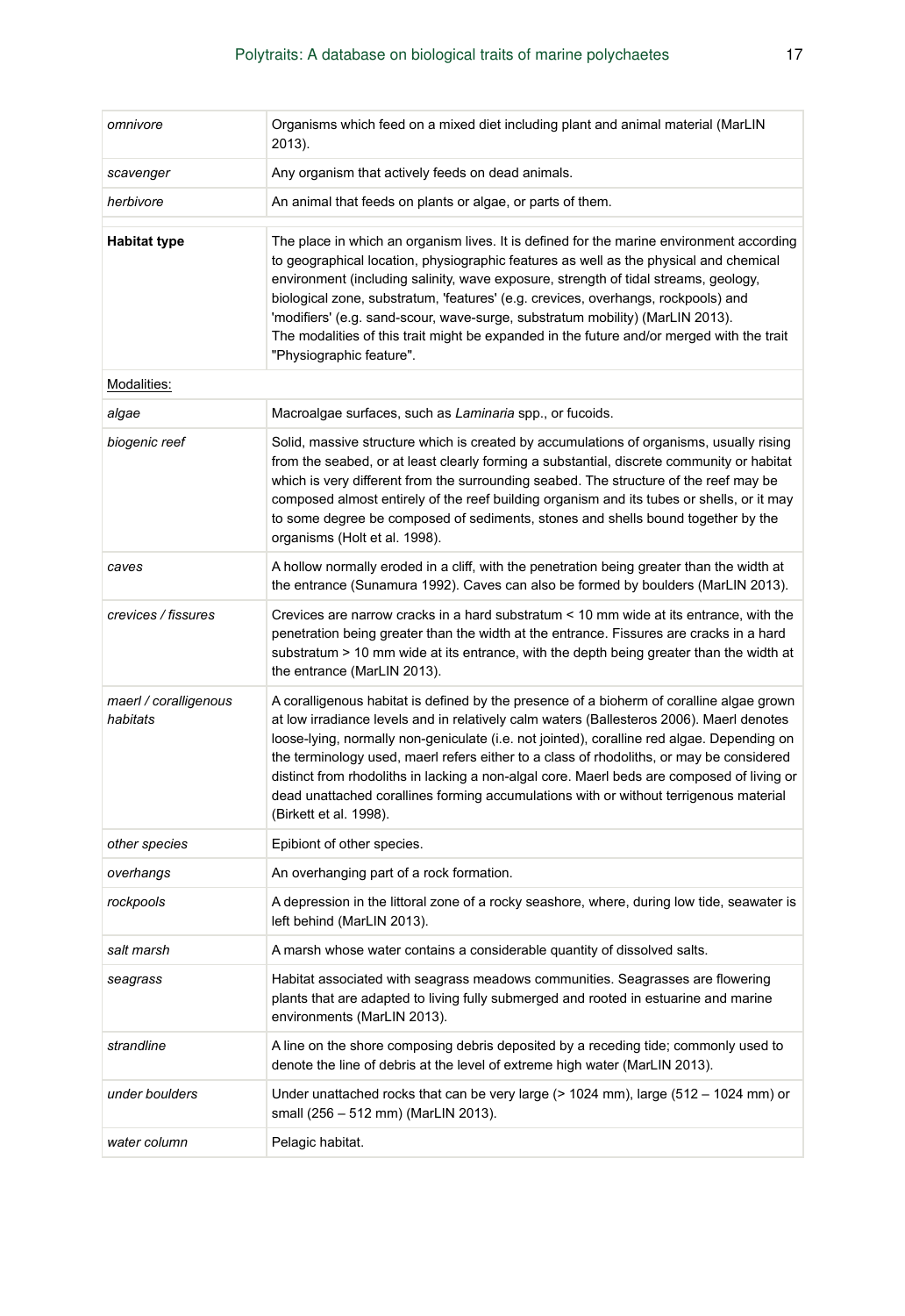| | |
|---|---|
| *omnivore* | Organisms which feed on a mixed diet including plant and animal material (MarLIN 2013). |
| *scavenger* | Any organism that actively feeds on dead animals. |
| *herbivore* | An animal that feeds on plants or algae, or parts of them. |
| | |
| **Habitat type** | The place in which an organism lives. It is defined for the marine environment according to geographical location, physiographic features as well as the physical and chemical environment (including salinity, wave exposure, strength of tidal streams, geology, biological zone, substratum, 'features' (e.g. crevices, overhangs, rockpools) and 'modifiers' (e.g. sand-scour, wave-surge, substratum mobility) (MarLIN 2013). The modalities of this trait might be expanded in the future and/or merged with the trait "Physiographic feature". |
| Modalities: | |
| *algae* | Macroalgae surfaces, such as *Laminaria* spp., or fucoids. |
| *biogenic reef* | Solid, massive structure which is created by accumulations of organisms, usually rising from the seabed, or at least clearly forming a substantial, discrete community or habitat which is very different from the surrounding seabed. The structure of the reef may be composed almost entirely of the reef building organism and its tubes or shells, or it may to some degree be composed of sediments, stones and shells bound together by the organisms (Holt et al. 1998). |
| *caves* | A hollow normally eroded in a cliff, with the penetration being greater than the width at the entrance (Sunamura 1992). Caves can also be formed by boulders (MarLIN 2013). |
| *crevices / fissures* | Crevices are narrow cracks in a hard substratum < 10 mm wide at its entrance, with the penetration being greater than the width at the entrance. Fissures are cracks in a hard substratum > 10 mm wide at its entrance, with the depth being greater than the width at the entrance (MarLIN 2013). |
| *maerl / coralligenous habitats* | A coralligenous habitat is defined by the presence of a bioherm of coralline algae grown at low irradiance levels and in relatively calm waters (Ballesteros 2006). Maerl denotes loose-lying, normally non-geniculate (i.e. not jointed), coralline red algae. Depending on the terminology used, maerl refers either to a class of rhodoliths, or may be considered distinct from rhodoliths in lacking a non-algal core. Maerl beds are composed of living or dead unattached corallines forming accumulations with or without terrigenous material (Birkett et al. 1998). |
| *other species* | Epibiont of other species. |
| *overhangs* | An overhanging part of a rock formation. |
| *rockpools* | A depression in the littoral zone of a rocky seashore, where, during low tide, seawater is left behind (MarLIN 2013). |
| *salt marsh* | A marsh whose water contains a considerable quantity of dissolved salts. |
| *seagrass* | Habitat associated with seagrass meadows communities. Seagrasses are flowering plants that are adapted to living fully submerged and rooted in estuarine and marine environments (MarLIN 2013). |
| *strandline* | A line on the shore composing debris deposited by a receding tide; commonly used to denote the line of debris at the level of extreme high water (MarLIN 2013). |
| *under boulders* | Under unattached rocks that can be very large (> 1024 mm), large (512 – 1024 mm) or small (256 – 512 mm) (MarLIN 2013). |
| *water column* | Pelagic habitat. |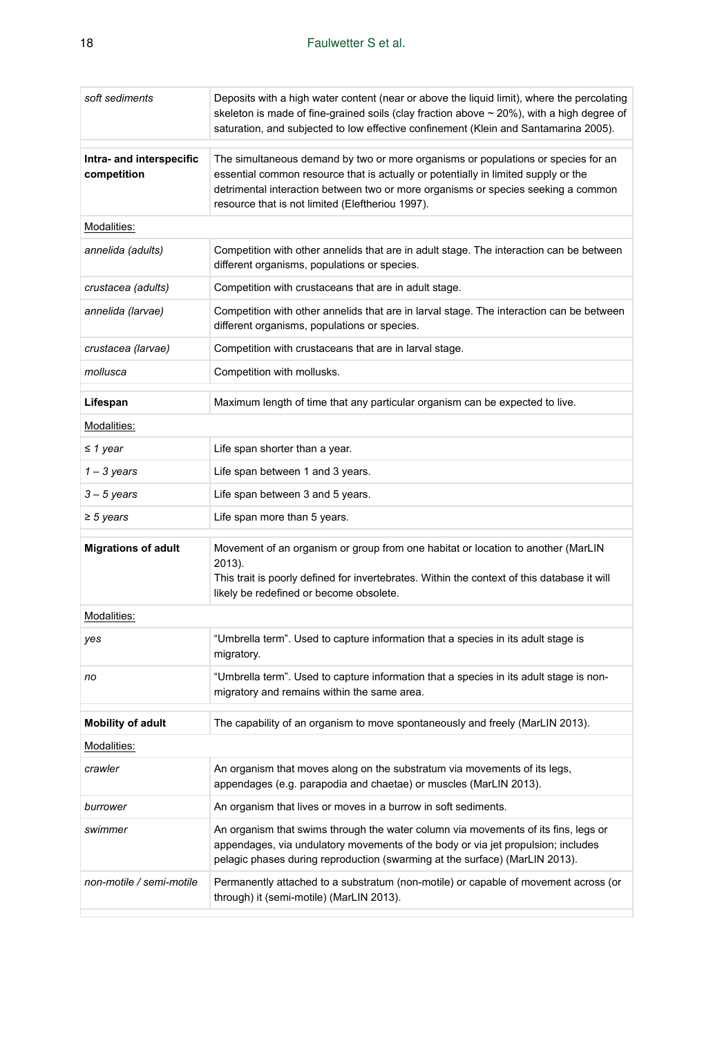| | |
|---|---|
| *soft sediments* | Deposits with a high water content (near or above the liquid limit), where the percolating skeleton is made of fine-grained soils (clay fraction above ~ 20%), with a high degree of saturation, and subjected to low effective confinement (Klein and Santamarina 2005). |
| **Intra- and interspecific competition** | The simultaneous demand by two or more organisms or populations or species for an essential common resource that is actually or potentially in limited supply or the detrimental interaction between two or more organisms or species seeking a common resource that is not limited (Eleftheriou 1997). |
| Modalities: | |
| *annelida (adults)* | Competition with other annelids that are in adult stage. The interaction can be between different organisms, populations or species. |
| *crustacea (adults)* | Competition with crustaceans that are in adult stage. |
| *annelida (larvae)* | Competition with other annelids that are in larval stage. The interaction can be between different organisms, populations or species. |
| *crustacea (larvae)* | Competition with crustaceans that are in larval stage. |
| *mollusca* | Competition with mollusks. |
| **Lifespan** | Maximum length of time that any particular organism can be expected to live. |
| Modalities: | |
| *≤ 1 year* | Life span shorter than a year. |
| *1 – 3 years* | Life span between 1 and 3 years. |
| *3 – 5 years* | Life span between 3 and 5 years. |
| *≥ 5 years* | Life span more than 5 years. |
| **Migrations of adult** | Movement of an organism or group from one habitat or location to another (MarLIN 2013). This trait is poorly defined for invertebrates. Within the context of this database it will likely be redefined or become obsolete. |
| Modalities: | |
| *yes* | "Umbrella term". Used to capture information that a species in its adult stage is migratory. |
| *no* | "Umbrella term". Used to capture information that a species in its adult stage is non-migratory and remains within the same area. |
| **Mobility of adult** | The capability of an organism to move spontaneously and freely (MarLIN 2013). |
| Modalities: | |
| *crawler* | An organism that moves along on the substratum via movements of its legs, appendages (e.g. parapodia and chaetae) or muscles (MarLIN 2013). |
| *burrower* | An organism that lives or moves in a burrow in soft sediments. |
| *swimmer* | An organism that swims through the water column via movements of its fins, legs or appendages, via undulatory movements of the body or via jet propulsion; includes pelagic phases during reproduction (swarming at the surface) (MarLIN 2013). |
| *non-motile / semi-motile* | Permanently attached to a substratum (non-motile) or capable of movement across (or through) it (semi-motile) (MarLIN 2013). |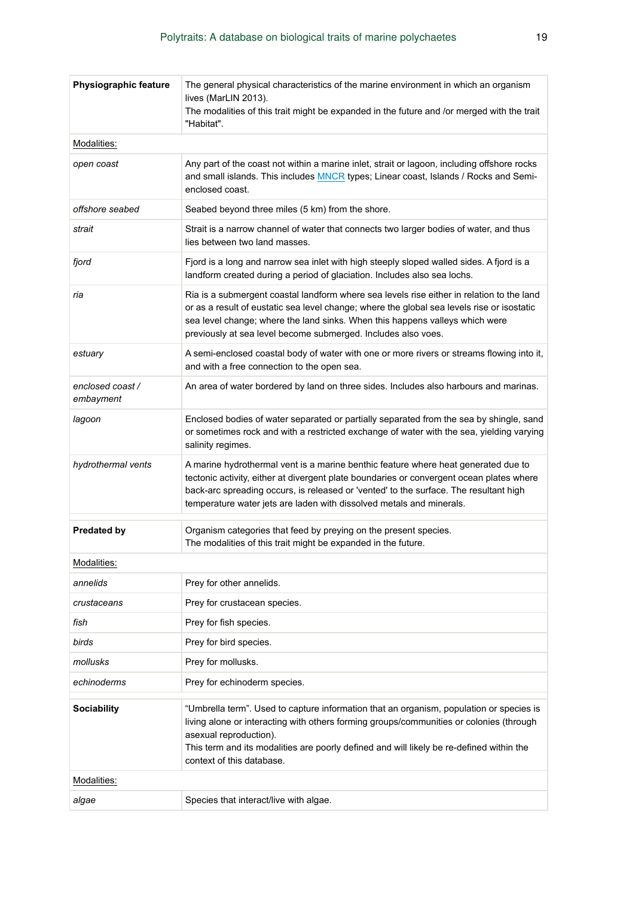| **Physiographic feature** | The general physical characteristics of the marine environment in which an organism lives (MarLIN 2013).<br>The modalities of this trait might be expanded in the future and /or merged with the trait "Habitat". |
|---|---|
| Modalities: | |
| *open coast* | Any part of the coast not within a marine inlet, strait or lagoon, including offshore rocks and small islands. This includes MNCR types; Linear coast, Islands / Rocks and Semi-enclosed coast. |
| *offshore seabed* | Seabed beyond three miles (5 km) from the shore. |
| *strait* | Strait is a narrow channel of water that connects two larger bodies of water, and thus lies between two land masses. |
| *fjord* | Fjord is a long and narrow sea inlet with high steeply sloped walled sides. A fjord is a landform created during a period of glaciation. Includes also sea lochs. |
| *ria* | Ria is a submergent coastal landform where sea levels rise either in relation to the land or as a result of eustatic sea level change; where the global sea levels rise or isostatic sea level change; where the land sinks. When this happens valleys which were previously at sea level become submerged. Includes also voes. |
| *estuary* | A semi-enclosed coastal body of water with one or more rivers or streams flowing into it, and with a free connection to the open sea. |
| *enclosed coast / embayment* | An area of water bordered by land on three sides. Includes also harbours and marinas. |
| *lagoon* | Enclosed bodies of water separated or partially separated from the sea by shingle, sand or sometimes rock and with a restricted exchange of water with the sea, yielding varying salinity regimes. |
| *hydrothermal vents* | A marine hydrothermal vent is a marine benthic feature where heat generated due to tectonic activity, either at divergent plate boundaries or convergent ocean plates where back-arc spreading occurs, is released or 'vented' to the surface. The resultant high temperature water jets are laden with dissolved metals and minerals. |

| **Predated by** | Organism categories that feed by preying on the present species.<br>The modalities of this trait might be expanded in the future. |
|---|---|
| Modalities: | |
| *annelids* | Prey for other annelids. |
| *crustaceans* | Prey for crustacean species. |
| *fish* | Prey for fish species. |
| *birds* | Prey for bird species. |
| *mollusks* | Prey for mollusks. |
| *echinoderms* | Prey for echinoderm species. |

| **Sociability** | “Umbrella term”. Used to capture information that an organism, population or species is living alone or interacting with others forming groups/communities or colonies (through asexual reproduction).<br>This term and its modalities are poorly defined and will likely be re-defined within the context of this database. |
|---|---|
| Modalities: | |
| *algae* | Species that interact/live with algae. |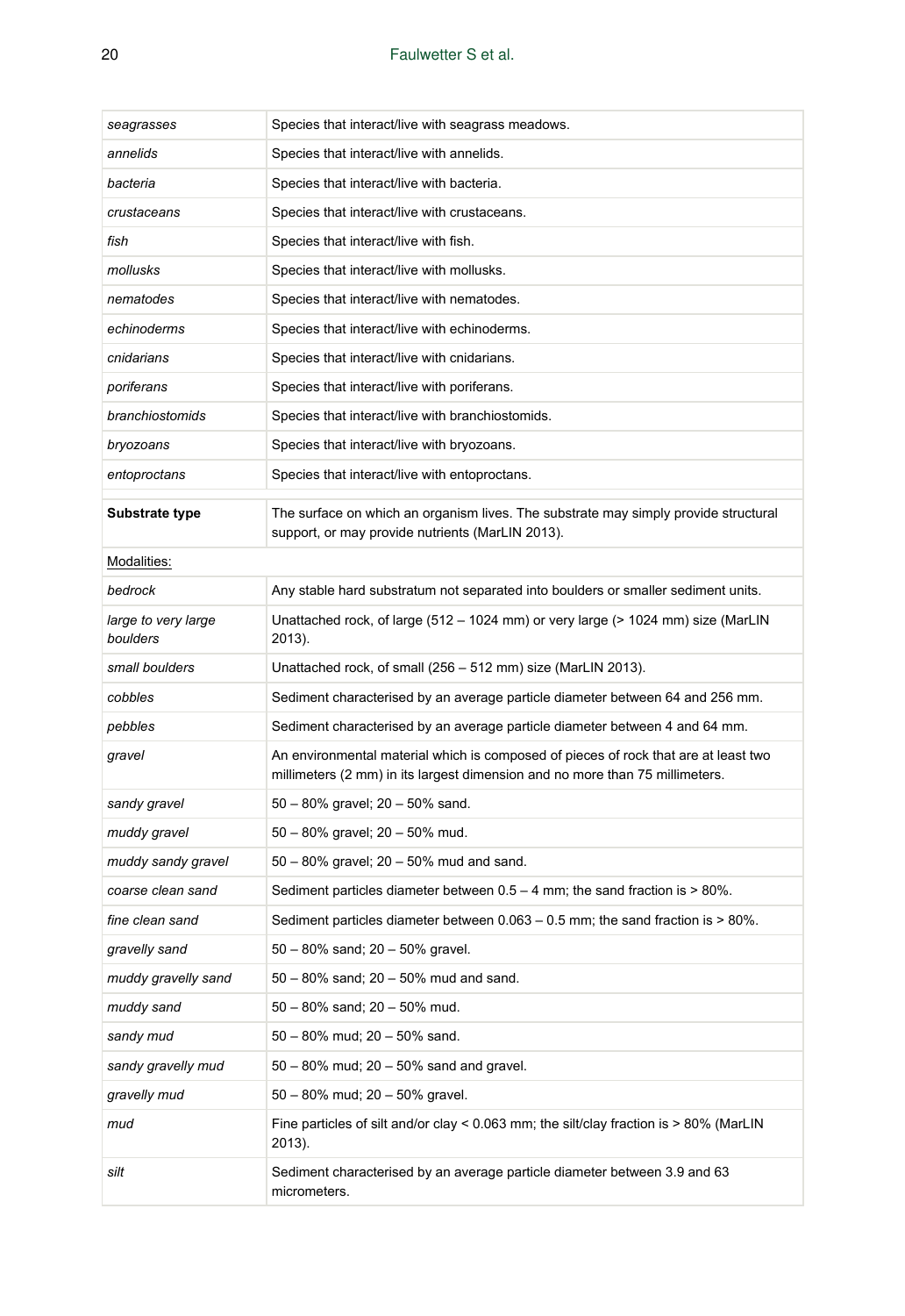| | |
|---|---|
| *seagrasses* | Species that interact/live with seagrass meadows. |
| *annelids* | Species that interact/live with annelids. |
| *bacteria* | Species that interact/live with bacteria. |
| *crustaceans* | Species that interact/live with crustaceans. |
| *fish* | Species that interact/live with fish. |
| *mollusks* | Species that interact/live with mollusks. |
| *nematodes* | Species that interact/live with nematodes. |
| *echinoderms* | Species that interact/live with echinoderms. |
| *cnidarians* | Species that interact/live with cnidarians. |
| *poriferans* | Species that interact/live with poriferans. |
| *branchiostomids* | Species that interact/live with branchiostomids. |
| *bryozoans* | Species that interact/live with bryozoans. |
| *entoproctans* | Species that interact/live with entoproctans. |
| | |
| **Substrate type** | The surface on which an organism lives. The substrate may simply provide structural support, or may provide nutrients (MarLIN 2013). |
| Modalities: | |
| *bedrock* | Any stable hard substratum not separated into boulders or smaller sediment units. |
| *large to very large boulders* | Unattached rock, of large (512 – 1024 mm) or very large (> 1024 mm) size (MarLIN 2013). |
| *small boulders* | Unattached rock, of small (256 – 512 mm) size (MarLIN 2013). |
| *cobbles* | Sediment characterised by an average particle diameter between 64 and 256 mm. |
| *pebbles* | Sediment characterised by an average particle diameter between 4 and 64 mm. |
| *gravel* | An environmental material which is composed of pieces of rock that are at least two millimeters (2 mm) in its largest dimension and no more than 75 millimeters. |
| *sandy gravel* | 50 – 80% gravel; 20 – 50% sand. |
| *muddy gravel* | 50 – 80% gravel; 20 – 50% mud. |
| *muddy sandy gravel* | 50 – 80% gravel; 20 – 50% mud and sand. |
| *coarse clean sand* | Sediment particles diameter between 0.5 – 4 mm; the sand fraction is > 80%. |
| *fine clean sand* | Sediment particles diameter between 0.063 – 0.5 mm; the sand fraction is > 80%. |
| *gravelly sand* | 50 – 80% sand; 20 – 50% gravel. |
| *muddy gravelly sand* | 50 – 80% sand; 20 – 50% mud and sand. |
| *muddy sand* | 50 – 80% sand; 20 – 50% mud. |
| *sandy mud* | 50 – 80% mud; 20 – 50% sand. |
| *sandy gravelly mud* | 50 – 80% mud; 20 – 50% sand and gravel. |
| *gravelly mud* | 50 – 80% mud; 20 – 50% gravel. |
| *mud* | Fine particles of silt and/or clay < 0.063 mm; the silt/clay fraction is > 80% (MarLIN 2013). |
| *silt* | Sediment characterised by an average particle diameter between 3.9 and 63 micrometers. |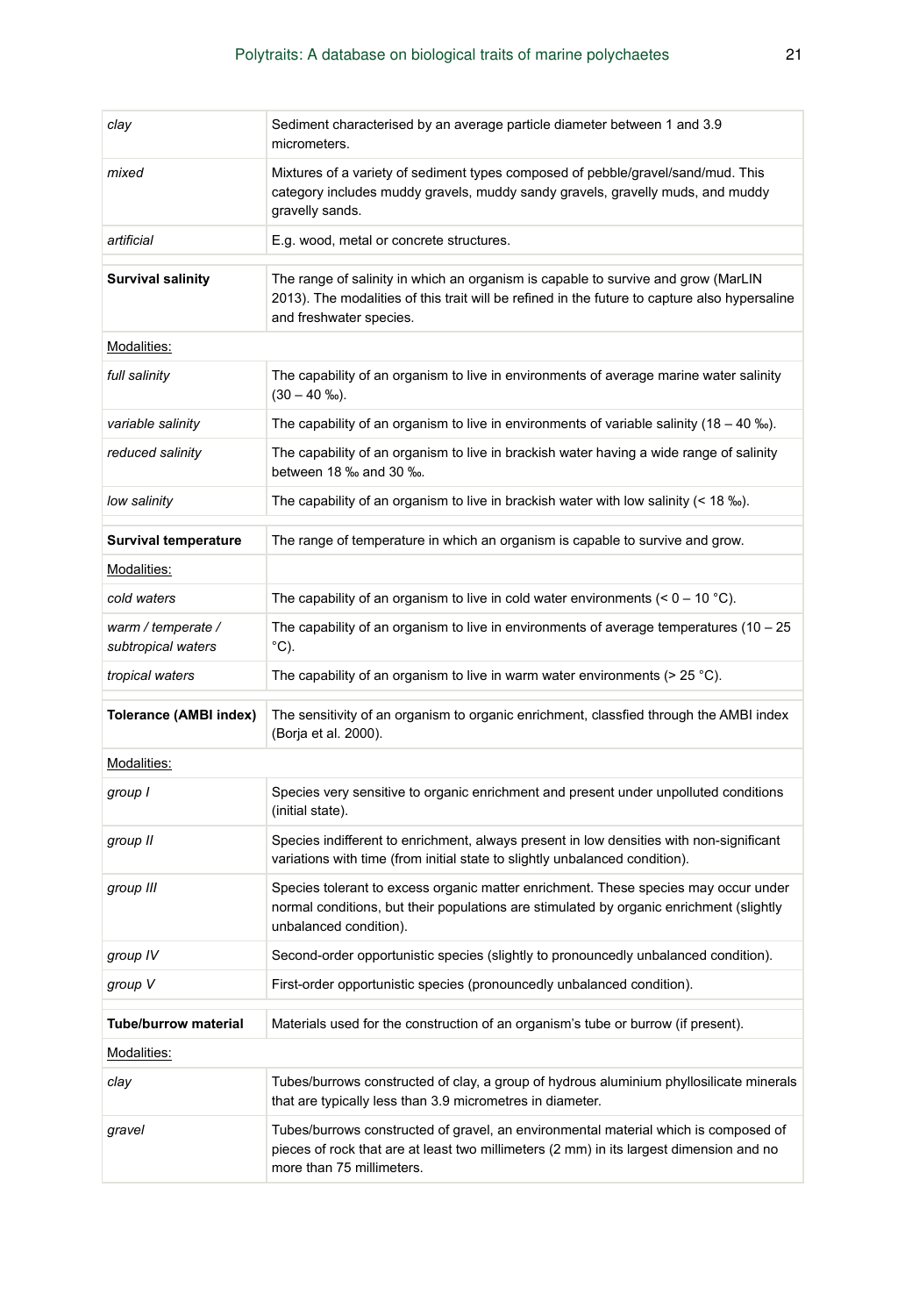| | |
|---|---|
| *clay* | Sediment characterised by an average particle diameter between 1 and 3.9 micrometers. |
| *mixed* | Mixtures of a variety of sediment types composed of pebble/gravel/sand/mud. This category includes muddy gravels, muddy sandy gravels, gravelly muds, and muddy gravelly sands. |
| *artificial* | E.g. wood, metal or concrete structures. |
| **Survival salinity** | The range of salinity in which an organism is capable to survive and grow (MarLIN 2013). The modalities of this trait will be refined in the future to capture also hypersaline and freshwater species. |
| Modalities: | |
| *full salinity* | The capability of an organism to live in environments of average marine water salinity (30 – 40 ‰). |
| *variable salinity* | The capability of an organism to live in environments of variable salinity (18 – 40 ‰). |
| *reduced salinity* | The capability of an organism to live in brackish water having a wide range of salinity between 18 ‰ and 30 ‰. |
| *low salinity* | The capability of an organism to live in brackish water with low salinity (< 18 ‰). |
| **Survival temperature** | The range of temperature in which an organism is capable to survive and grow. |
| Modalities: | |
| *cold waters* | The capability of an organism to live in cold water environments (< 0 – 10 °C). |
| *warm / temperate / subtropical waters* | The capability of an organism to live in environments of average temperatures (10 – 25 °C). |
| *tropical waters* | The capability of an organism to live in warm water environments (> 25 °C). |
| **Tolerance (AMBI index)** | The sensitivity of an organism to organic enrichment, classfied through the AMBI index (Borja et al. 2000). |
| Modalities: | |
| *group I* | Species very sensitive to organic enrichment and present under unpolluted conditions (initial state). |
| *group II* | Species indifferent to enrichment, always present in low densities with non-significant variations with time (from initial state to slightly unbalanced condition). |
| *group III* | Species tolerant to excess organic matter enrichment. These species may occur under normal conditions, but their populations are stimulated by organic enrichment (slightly unbalanced condition). |
| *group IV* | Second-order opportunistic species (slightly to pronouncedly unbalanced condition). |
| *group V* | First-order opportunistic species (pronouncedly unbalanced condition). |
| **Tube/burrow material** | Materials used for the construction of an organism's tube or burrow (if present). |
| Modalities: | |
| *clay* | Tubes/burrows constructed of clay, a group of hydrous aluminium phyllosilicate minerals that are typically less than 3.9 micrometres in diameter. |
| *gravel* | Tubes/burrows constructed of gravel, an environmental material which is composed of pieces of rock that are at least two millimeters (2 mm) in its largest dimension and no more than 75 millimeters. |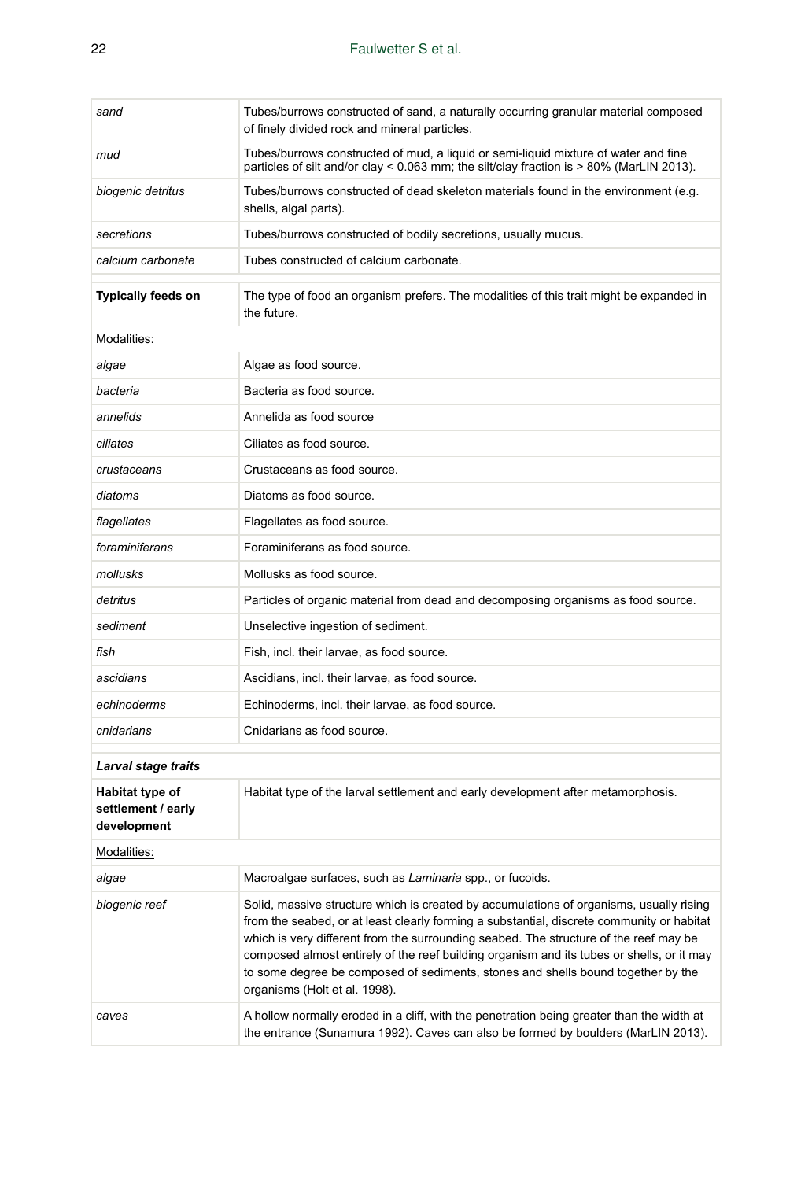| | |
|---|---|
| *sand* | Tubes/burrows constructed of sand, a naturally occurring granular material composed of finely divided rock and mineral particles. |
| *mud* | Tubes/burrows constructed of mud, a liquid or semi-liquid mixture of water and fine particles of silt and/or clay < 0.063 mm; the silt/clay fraction is > 80% (MarLIN 2013). |
| *biogenic detritus* | Tubes/burrows constructed of dead skeleton materials found in the environment (e.g. shells, algal parts). |
| *secretions* | Tubes/burrows constructed of bodily secretions, usually mucus. |
| *calcium carbonate* | Tubes constructed of calcium carbonate. |
| | |
| **Typically feeds on** | The type of food an organism prefers. The modalities of this trait might be expanded in the future. |
| Modalities: | |
| *algae* | Algae as food source. |
| *bacteria* | Bacteria as food source. |
| *annelids* | Annelida as food source |
| *ciliates* | Ciliates as food source. |
| *crustaceans* | Crustaceans as food source. |
| *diatoms* | Diatoms as food source. |
| *flagellates* | Flagellates as food source. |
| *foraminiferans* | Foraminiferans as food source. |
| *mollusks* | Mollusks as food source. |
| *detritus* | Particles of organic material from dead and decomposing organisms as food source. |
| *sediment* | Unselective ingestion of sediment. |
| *fish* | Fish, incl. their larvae, as food source. |
| *ascidians* | Ascidians, incl. their larvae, as food source. |
| *echinoderms* | Echinoderms, incl. their larvae, as food source. |
| *cnidarians* | Cnidarians as food source. |
| | |
| ***Larval stage traits*** | |
| **Habitat type of settlement / early development** | Habitat type of the larval settlement and early development after metamorphosis. |
| Modalities: | |
| *algae* | Macroalgae surfaces, such as *Laminaria* spp., or fucoids. |
| *biogenic reef* | Solid, massive structure which is created by accumulations of organisms, usually rising from the seabed, or at least clearly forming a substantial, discrete community or habitat which is very different from the surrounding seabed. The structure of the reef may be composed almost entirely of the reef building organism and its tubes or shells, or it may to some degree be composed of sediments, stones and shells bound together by the organisms (Holt et al. 1998). |
| *caves* | A hollow normally eroded in a cliff, with the penetration being greater than the width at the entrance (Sunamura 1992). Caves can also be formed by boulders (MarLIN 2013). |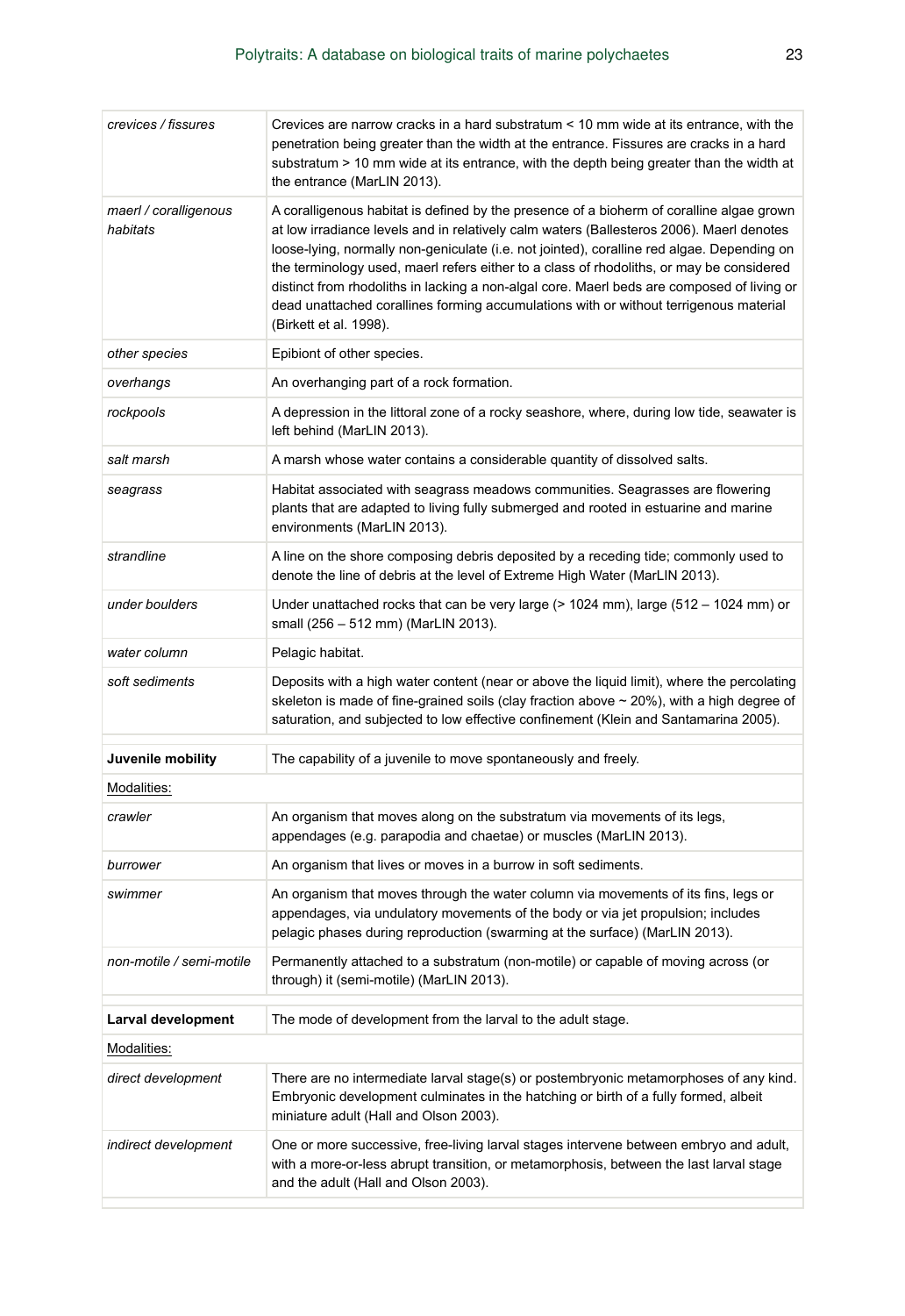| | |
|---|---|
| *crevices / fissures* | Crevices are narrow cracks in a hard substratum < 10 mm wide at its entrance, with the penetration being greater than the width at the entrance. Fissures are cracks in a hard substratum > 10 mm wide at its entrance, with the depth being greater than the width at the entrance (MarLIN 2013). |
| *maerl / coralligenous habitats* | A coralligenous habitat is defined by the presence of a bioherm of coralline algae grown at low irradiance levels and in relatively calm waters (Ballesteros 2006). Maerl denotes loose-lying, normally non-geniculate (i.e. not jointed), coralline red algae. Depending on the terminology used, maerl refers either to a class of rhodoliths, or may be considered distinct from rhodoliths in lacking a non-algal core. Maerl beds are composed of living or dead unattached corallines forming accumulations with or without terrigenous material (Birkett et al. 1998). |
| *other species* | Epibiont of other species. |
| *overhangs* | An overhanging part of a rock formation. |
| *rockpools* | A depression in the littoral zone of a rocky seashore, where, during low tide, seawater is left behind (MarLIN 2013). |
| *salt marsh* | A marsh whose water contains a considerable quantity of dissolved salts. |
| *seagrass* | Habitat associated with seagrass meadows communities. Seagrasses are flowering plants that are adapted to living fully submerged and rooted in estuarine and marine environments (MarLIN 2013). |
| *strandline* | A line on the shore composing debris deposited by a receding tide; commonly used to denote the line of debris at the level of Extreme High Water (MarLIN 2013). |
| *under boulders* | Under unattached rocks that can be very large (> 1024 mm), large (512 – 1024 mm) or small (256 – 512 mm) (MarLIN 2013). |
| *water column* | Pelagic habitat. |
| *soft sediments* | Deposits with a high water content (near or above the liquid limit), where the percolating skeleton is made of fine-grained soils (clay fraction above ~ 20%), with a high degree of saturation, and subjected to low effective confinement (Klein and Santamarina 2005). |
| | |
| **Juvenile mobility** | The capability of a juvenile to move spontaneously and freely. |
| Modalities: | |
| *crawler* | An organism that moves along on the substratum via movements of its legs, appendages (e.g. parapodia and chaetae) or muscles (MarLIN 2013). |
| *burrower* | An organism that lives or moves in a burrow in soft sediments. |
| *swimmer* | An organism that moves through the water column via movements of its fins, legs or appendages, via undulatory movements of the body or via jet propulsion; includes pelagic phases during reproduction (swarming at the surface) (MarLIN 2013). |
| *non-motile / semi-motile* | Permanently attached to a substratum (non-motile) or capable of moving across (or through) it (semi-motile) (MarLIN 2013). |
| | |
| **Larval development** | The mode of development from the larval to the adult stage. |
| Modalities: | |
| *direct development* | There are no intermediate larval stage(s) or postembryonic metamorphoses of any kind. Embryonic development culminates in the hatching or birth of a fully formed, albeit miniature adult (Hall and Olson 2003). |
| *indirect development* | One or more successive, free-living larval stages intervene between embryo and adult, with a more-or-less abrupt transition, or metamorphosis, between the last larval stage and the adult (Hall and Olson 2003). |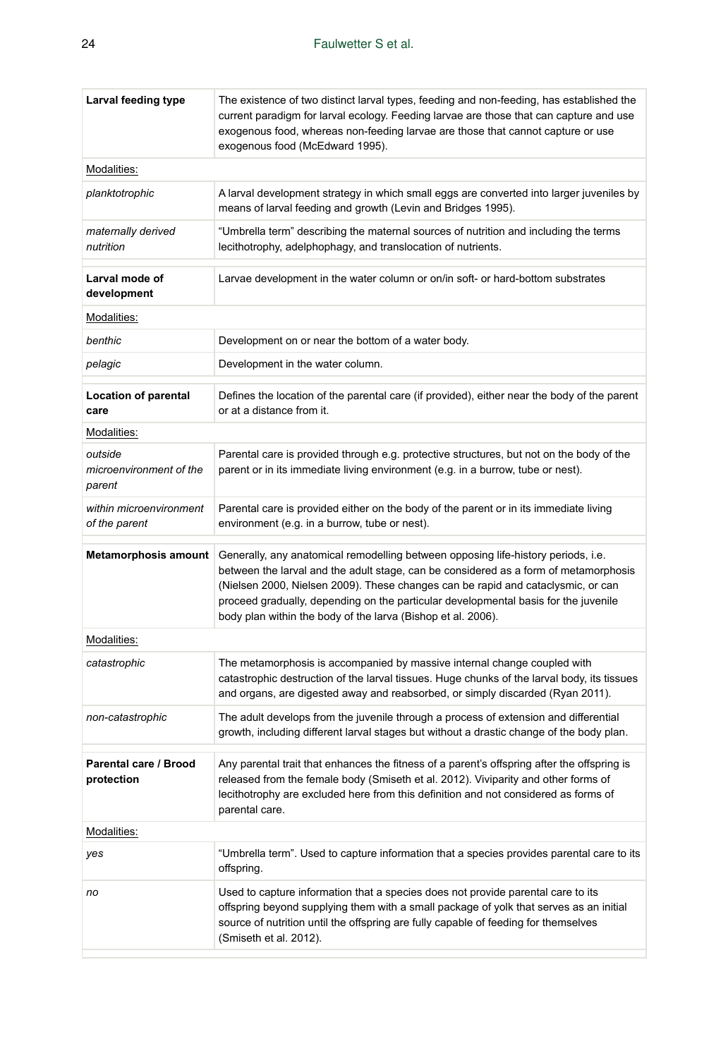| **Larval feeding type** | The existence of two distinct larval types, feeding and non-feeding, has established the current paradigm for larval ecology. Feeding larvae are those that can capture and use exogenous food, whereas non-feeding larvae are those that cannot capture or use exogenous food (McEdward 1995). |
|---|---|
| Modalities: | |
| *planktotrophic* | A larval development strategy in which small eggs are converted into larger juveniles by means of larval feeding and growth (Levin and Bridges 1995). |
| *maternally derived nutrition* | "Umbrella term" describing the maternal sources of nutrition and including the terms lecithotrophy, adelphophagy, and translocation of nutrients. |
| **Larval mode of development** | Larvae development in the water column or on/in soft- or hard-bottom substrates |
| Modalities: | |
| *benthic* | Development on or near the bottom of a water body. |
| *pelagic* | Development in the water column. |
| **Location of parental care** | Defines the location of the parental care (if provided), either near the body of the parent or at a distance from it. |
| Modalities: | |
| *outside microenvironment of the parent* | Parental care is provided through e.g. protective structures, but not on the body of the parent or in its immediate living environment (e.g. in a burrow, tube or nest). |
| *within microenvironment of the parent* | Parental care is provided either on the body of the parent or in its immediate living environment (e.g. in a burrow, tube or nest). |
| **Metamorphosis amount** | Generally, any anatomical remodelling between opposing life-history periods, i.e. between the larval and the adult stage, can be considered as a form of metamorphosis (Nielsen 2000, Nielsen 2009). These changes can be rapid and cataclysmic, or can proceed gradually, depending on the particular developmental basis for the juvenile body plan within the body of the larva (Bishop et al. 2006). |
| Modalities: | |
| *catastrophic* | The metamorphosis is accompanied by massive internal change coupled with catastrophic destruction of the larval tissues. Huge chunks of the larval body, its tissues and organs, are digested away and reabsorbed, or simply discarded (Ryan 2011). |
| *non-catastrophic* | The adult develops from the juvenile through a process of extension and differential growth, including different larval stages but without a drastic change of the body plan. |
| **Parental care / Brood protection** | Any parental trait that enhances the fitness of a parent's offspring after the offspring is released from the female body (Smiseth et al. 2012). Viviparity and other forms of lecithotrophy are excluded here from this definition and not considered as forms of parental care. |
| Modalities: | |
| *yes* | "Umbrella term". Used to capture information that a species provides parental care to its offspring. |
| *no* | Used to capture information that a species does not provide parental care to its offspring beyond supplying them with a small package of yolk that serves as an initial source of nutrition until the offspring are fully capable of feeding for themselves (Smiseth et al. 2012). |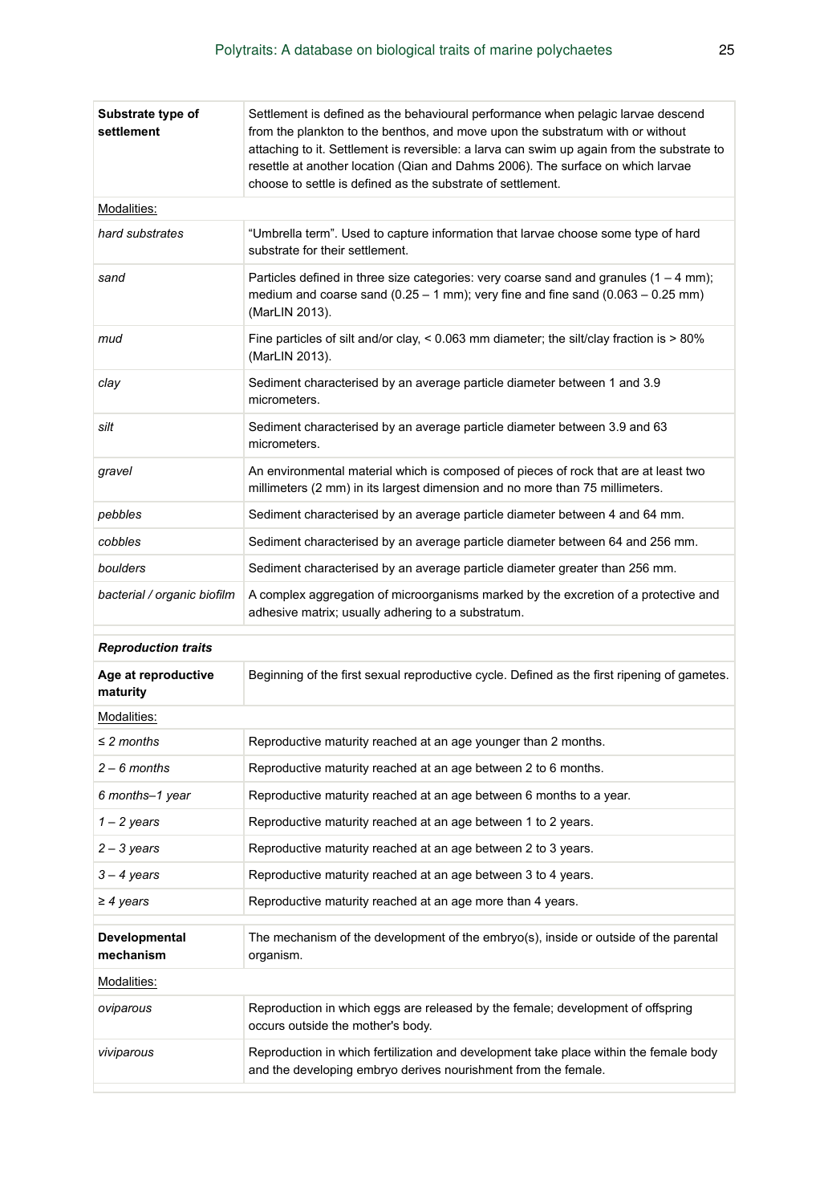| | |
|---|---|
| **Substrate type of settlement** | Settlement is defined as the behavioural performance when pelagic larvae descend from the plankton to the benthos, and move upon the substratum with or without attaching to it. Settlement is reversible: a larva can swim up again from the substrate to resettle at another location (Qian and Dahms 2006). The surface on which larvae choose to settle is defined as the substrate of settlement. |
| Modalities: | |
| *hard substrates* | "Umbrella term". Used to capture information that larvae choose some type of hard substrate for their settlement. |
| *sand* | Particles defined in three size categories: very coarse sand and granules (1 – 4 mm); medium and coarse sand (0.25 – 1 mm); very fine and fine sand (0.063 – 0.25 mm) (MarLIN 2013). |
| *mud* | Fine particles of silt and/or clay, < 0.063 mm diameter; the silt/clay fraction is > 80% (MarLIN 2013). |
| *clay* | Sediment characterised by an average particle diameter between 1 and 3.9 micrometers. |
| *silt* | Sediment characterised by an average particle diameter between 3.9 and 63 micrometers. |
| *gravel* | An environmental material which is composed of pieces of rock that are at least two millimeters (2 mm) in its largest dimension and no more than 75 millimeters. |
| *pebbles* | Sediment characterised by an average particle diameter between 4 and 64 mm. |
| *cobbles* | Sediment characterised by an average particle diameter between 64 and 256 mm. |
| *boulders* | Sediment characterised by an average particle diameter greater than 256 mm. |
| *bacterial / organic biofilm* | A complex aggregation of microorganisms marked by the excretion of a protective and adhesive matrix; usually adhering to a substratum. |
| | |
| ***Reproduction traits*** | |
| **Age at reproductive maturity** | Beginning of the first sexual reproductive cycle. Defined as the first ripening of gametes. |
| Modalities: | |
| *≤ 2 months* | Reproductive maturity reached at an age younger than 2 months. |
| *2 – 6 months* | Reproductive maturity reached at an age between 2 to 6 months. |
| *6 months–1 year* | Reproductive maturity reached at an age between 6 months to a year. |
| *1 – 2 years* | Reproductive maturity reached at an age between 1 to 2 years. |
| *2 – 3 years* | Reproductive maturity reached at an age between 2 to 3 years. |
| *3 – 4 years* | Reproductive maturity reached at an age between 3 to 4 years. |
| *≥ 4 years* | Reproductive maturity reached at an age more than 4 years. |
| | |
| **Developmental mechanism** | The mechanism of the development of the embryo(s), inside or outside of the parental organism. |
| Modalities: | |
| *oviparous* | Reproduction in which eggs are released by the female; development of offspring occurs outside the mother's body. |
| *viviparous* | Reproduction in which fertilization and development take place within the female body and the developing embryo derives nourishment from the female. |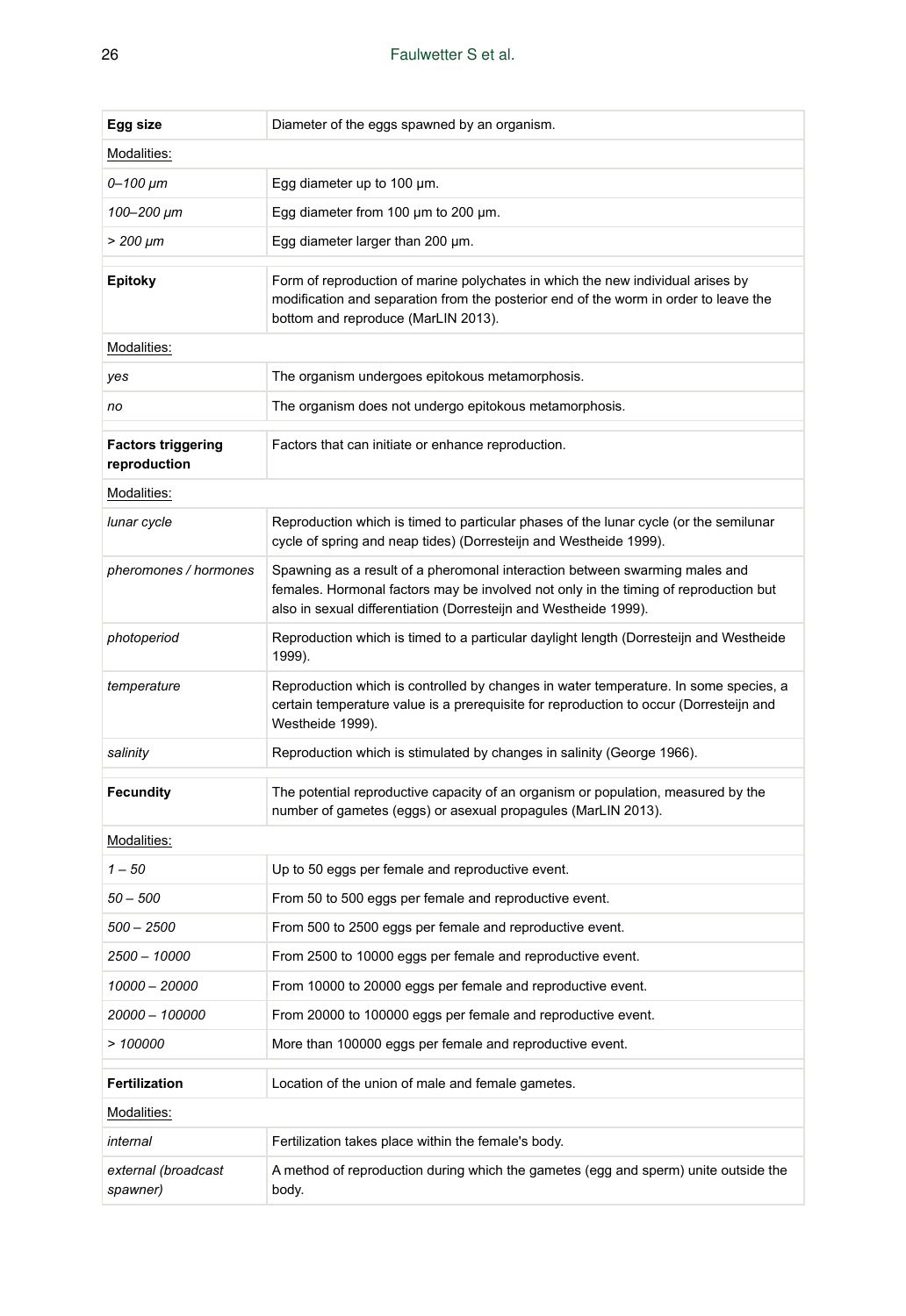| **Egg size** | Diameter of the eggs spawned by an organism. |
|---|---|
| Modalities: | |
| *0–100 µm* | Egg diameter up to 100 µm. |
| *100–200 µm* | Egg diameter from 100 µm to 200 µm. |
| *> 200 µm* | Egg diameter larger than 200 µm. |

| **Epitoky** | Form of reproduction of marine polychates in which the new individual arises by modification and separation from the posterior end of the worm in order to leave the bottom and reproduce (MarLIN 2013). |
|---|---|
| Modalities: | |
| *yes* | The organism undergoes epitokous metamorphosis. |
| *no* | The organism does not undergo epitokous metamorphosis. |

| **Factors triggering reproduction** | Factors that can initiate or enhance reproduction. |
|---|---|
| Modalities: | |
| *lunar cycle* | Reproduction which is timed to particular phases of the lunar cycle (or the semilunar cycle of spring and neap tides) (Dorresteijn and Westheide 1999). |
| *pheromones / hormones* | Spawning as a result of a pheromonal interaction between swarming males and females. Hormonal factors may be involved not only in the timing of reproduction but also in sexual differentiation (Dorresteijn and Westheide 1999). |
| *photoperiod* | Reproduction which is timed to a particular daylight length (Dorresteijn and Westheide 1999). |
| *temperature* | Reproduction which is controlled by changes in water temperature. In some species, a certain temperature value is a prerequisite for reproduction to occur (Dorresteijn and Westheide 1999). |
| *salinity* | Reproduction which is stimulated by changes in salinity (George 1966). |

| **Fecundity** | The potential reproductive capacity of an organism or population, measured by the number of gametes (eggs) or asexual propagules (MarLIN 2013). |
|---|---|
| Modalities: | |
| *1 – 50* | Up to 50 eggs per female and reproductive event. |
| *50 – 500* | From 50 to 500 eggs per female and reproductive event. |
| *500 – 2500* | From 500 to 2500 eggs per female and reproductive event. |
| *2500 – 10000* | From 2500 to 10000 eggs per female and reproductive event. |
| *10000 – 20000* | From 10000 to 20000 eggs per female and reproductive event. |
| *20000 – 100000* | From 20000 to 100000 eggs per female and reproductive event. |
| *> 100000* | More than 100000 eggs per female and reproductive event. |

| **Fertilization** | Location of the union of male and female gametes. |
|---|---|
| Modalities: | |
| *internal* | Fertilization takes place within the female's body. |
| *external (broadcast spawner)* | A method of reproduction during which the gametes (egg and sperm) unite outside the body. |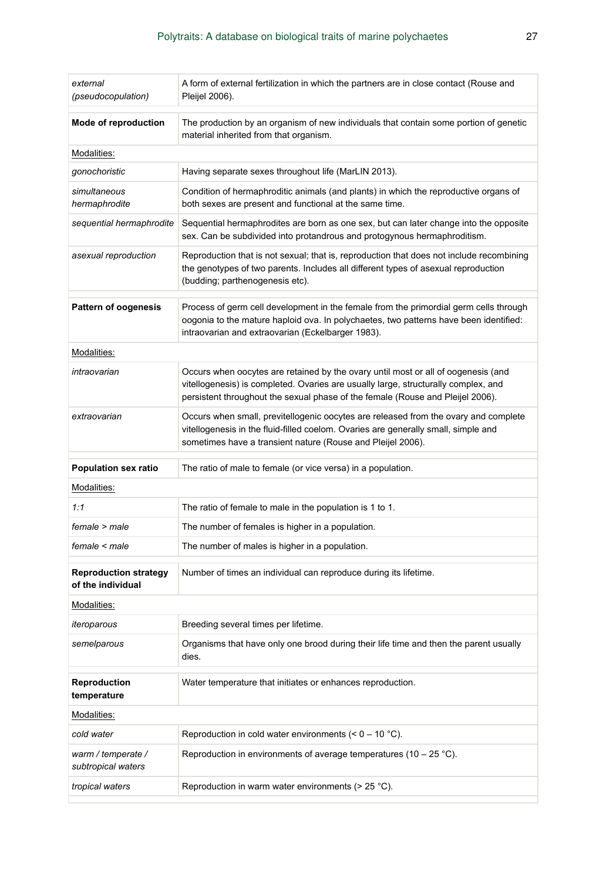| | |
|---|---|
| *external (pseudocopulation)* | A form of external fertilization in which the partners are in close contact (Rouse and Pleijel 2006). |
| | |
| **Mode of reproduction** | The production by an organism of new individuals that contain some portion of genetic material inherited from that organism. |
| Modalities: | |
| *gonochoristic* | Having separate sexes throughout life (MarLIN 2013). |
| *simultaneous hermaphrodite* | Condition of hermaphroditic animals (and plants) in which the reproductive organs of both sexes are present and functional at the same time. |
| *sequential hermaphrodite* | Sequential hermaphrodites are born as one sex, but can later change into the opposite sex. Can be subdivided into protandrous and protogynous hermaphroditism. |
| *asexual reproduction* | Reproduction that is not sexual; that is, reproduction that does not include recombining the genotypes of two parents. Includes all different types of asexual reproduction (budding; parthenogenesis etc). |
| | |
| **Pattern of oogenesis** | Process of germ cell development in the female from the primordial germ cells through oogonia to the mature haploid ova. In polychaetes, two patterns have been identified: intraovarian and extraovarian (Eckelbarger 1983). |
| Modalities: | |
| *intraovarian* | Occurs when oocytes are retained by the ovary until most or all of oogenesis (and vitellogenesis) is completed. Ovaries are usually large, structurally complex, and persistent throughout the sexual phase of the female (Rouse and Pleijel 2006). |
| *extraovarian* | Occurs when small, previtellogenic oocytes are released from the ovary and complete vitellogenesis in the fluid-filled coelom. Ovaries are generally small, simple and sometimes have a transient nature (Rouse and Pleijel 2006). |
| | |
| **Population sex ratio** | The ratio of male to female (or vice versa) in a population. |
| Modalities: | |
| *1:1* | The ratio of female to male in the population is 1 to 1. |
| *female > male* | The number of females is higher in a population. |
| *female < male* | The number of males is higher in a population. |
| | |
| **Reproduction strategy of the individual** | Number of times an individual can reproduce during its lifetime. |
| Modalities: | |
| *iteroparous* | Breeding several times per lifetime. |
| *semelparous* | Organisms that have only one brood during their life time and then the parent usually dies. |
| | |
| **Reproduction temperature** | Water temperature that initiates or enhances reproduction. |
| Modalities: | |
| *cold water* | Reproduction in cold water environments (< 0 – 10 °C). |
| *warm / temperate / subtropical waters* | Reproduction in environments of average temperatures (10 – 25 °C). |
| *tropical waters* | Reproduction in warm water environments (> 25 °C). |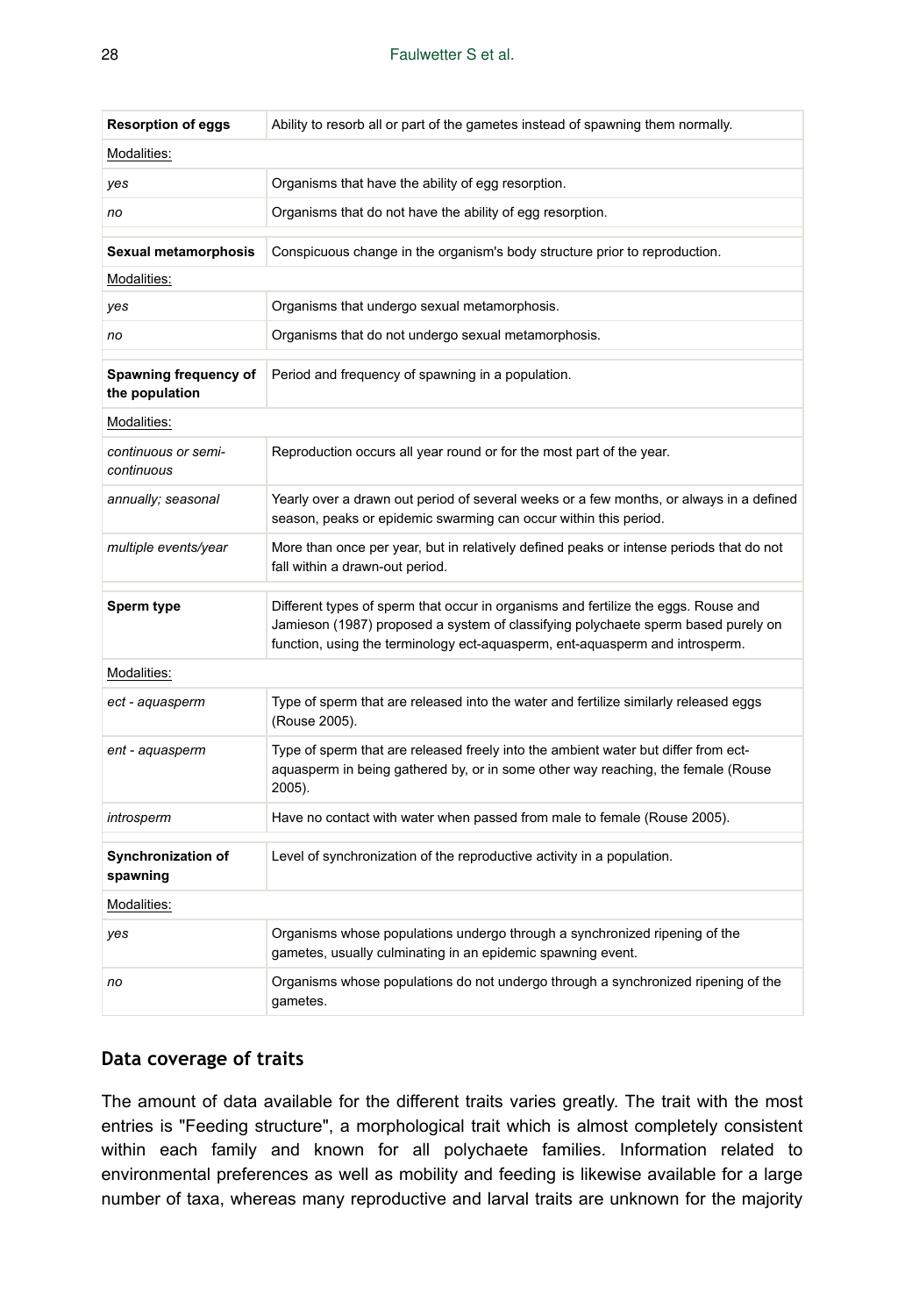| **Resorption of eggs** | Ability to resorb all or part of the gametes instead of spawning them normally. |
| --- | --- |
| Modalities: | |
| *yes* | Organisms that have the ability of egg resorption. |
| *no* | Organisms that do not have the ability of egg resorption. |

| **Sexual metamorphosis** | Conspicuous change in the organism's body structure prior to reproduction. |
| --- | --- |
| Modalities: | |
| *yes* | Organisms that undergo sexual metamorphosis. |
| *no* | Organisms that do not undergo sexual metamorphosis. |

| **Spawning frequency of the population** | Period and frequency of spawning in a population. |
| --- | --- |
| Modalities: | |
| *continuous or semi-continuous* | Reproduction occurs all year round or for the most part of the year. |
| *annually; seasonal* | Yearly over a drawn out period of several weeks or a few months, or always in a defined season, peaks or epidemic swarming can occur within this period. |
| *multiple events/year* | More than once per year, but in relatively defined peaks or intense periods that do not fall within a drawn-out period. |

| **Sperm type** | Different types of sperm that occur in organisms and fertilize the eggs. Rouse and Jamieson (1987) proposed a system of classifying polychaete sperm based purely on function, using the terminology ect-aquasperm, ent-aquasperm and introsperm. |
| --- | --- |
| Modalities: | |
| *ect - aquasperm* | Type of sperm that are released into the water and fertilize similarly released eggs (Rouse 2005). |
| *ent - aquasperm* | Type of sperm that are released freely into the ambient water but differ from ect-aquasperm in being gathered by, or in some other way reaching, the female (Rouse 2005). |
| *introsperm* | Have no contact with water when passed from male to female (Rouse 2005). |

| **Synchronization of spawning** | Level of synchronization of the reproductive activity in a population. |
| --- | --- |
| Modalities: | |
| *yes* | Organisms whose populations undergo through a synchronized ripening of the gametes, usually culminating in an epidemic spawning event. |
| *no* | Organisms whose populations do not undergo through a synchronized ripening of the gametes. |

## Data coverage of traits

The amount of data available for the different traits varies greatly. The trait with the most entries is "Feeding structure", a morphological trait which is almost completely consistent within each family and known for all polychaete families. Information related to environmental preferences as well as mobility and feeding is likewise available for a large number of taxa, whereas many reproductive and larval traits are unknown for the majority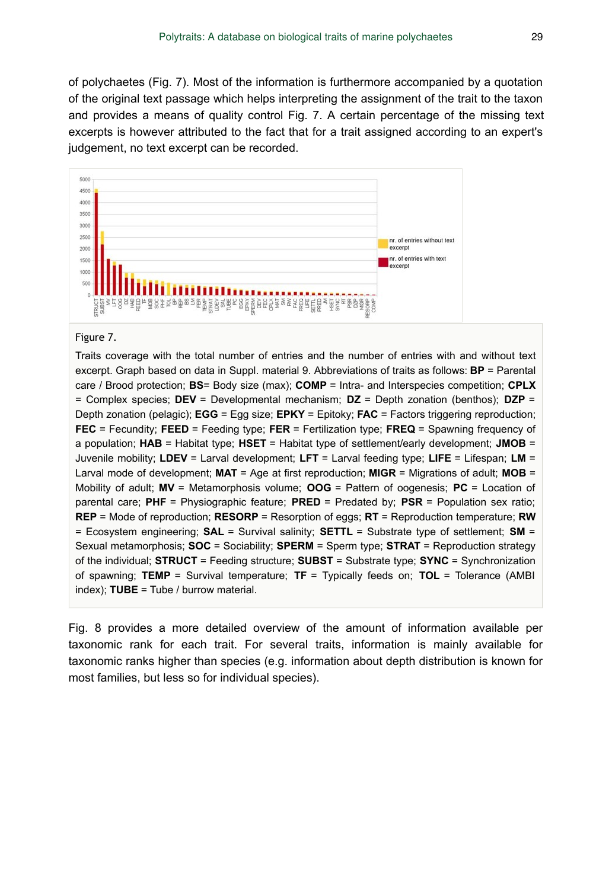of polychaetes (Fig. 7). Most of the information is furthermore accompanied by a quotation of the original text passage which helps interpreting the assignment of the trait to the taxon and provides a means of quality control Fig. 7. A certain percentage of the missing text excerpts is however attributed to the fact that for a trait assigned according to an expert's judgement, no text excerpt can be recorded.

Figure 7.

Traits coverage with the total number of entries and the number of entries with and without text excerpt. Graph based on data in Suppl. material 9. Abbreviations of traits as follows: **BP** = Parental care / Brood protection; **BS**= Body size (max); **COMP** = Intra- and Interspecies competition; **CPLX** = Complex species; **DEV** = Developmental mechanism; **DZ** = Depth zonation (benthos); **DZP** = Depth zonation (pelagic); **EGG** = Egg size; **EPKY** = Epitoky; **FAC** = Factors triggering reproduction; **FEC** = Fecundity; **FEED** = Feeding type; **FER** = Fertilization type; **FREQ** = Spawning frequency of a population; **HAB** = Habitat type; **HSET** = Habitat type of settlement/early development; **JMOB** = Juvenile mobility; **LDEV** = Larval development; **LFT** = Larval feeding type; **LIFE** = Lifespan; **LM** = Larval mode of development; **MAT** = Age at first reproduction; **MIGR** = Migrations of adult; **MOB** = Mobility of adult; **MV** = Metamorphosis volume; **OOG** = Pattern of oogenesis; **PC** = Location of parental care; **PHF** = Physiographic feature; **PRED** = Predated by; **PSR** = Population sex ratio; **REP** = Mode of reproduction; **RESORP** = Resorption of eggs; **RT** = Reproduction temperature; **RW** = Ecosystem engineering; **SAL** = Survival salinity; **SETTL** = Substrate type of settlement; **SM** = Sexual metamorphosis; **SOC** = Sociability; **SPERM** = Sperm type; **STRAT** = Reproduction strategy of the individual; **STRUCT** = Feeding structure; **SUBST** = Substrate type; **SYNC** = Synchronization of spawning; **TEMP** = Survival temperature; **TF** = Typically feeds on; **TOL** = Tolerance (AMBI index); **TUBE** = Tube / burrow material.

Fig. 8 provides a more detailed overview of the amount of information available per taxonomic rank for each trait. For several traits, information is mainly available for taxonomic ranks higher than species (e.g. information about depth distribution is known for most families, but less so for individual species).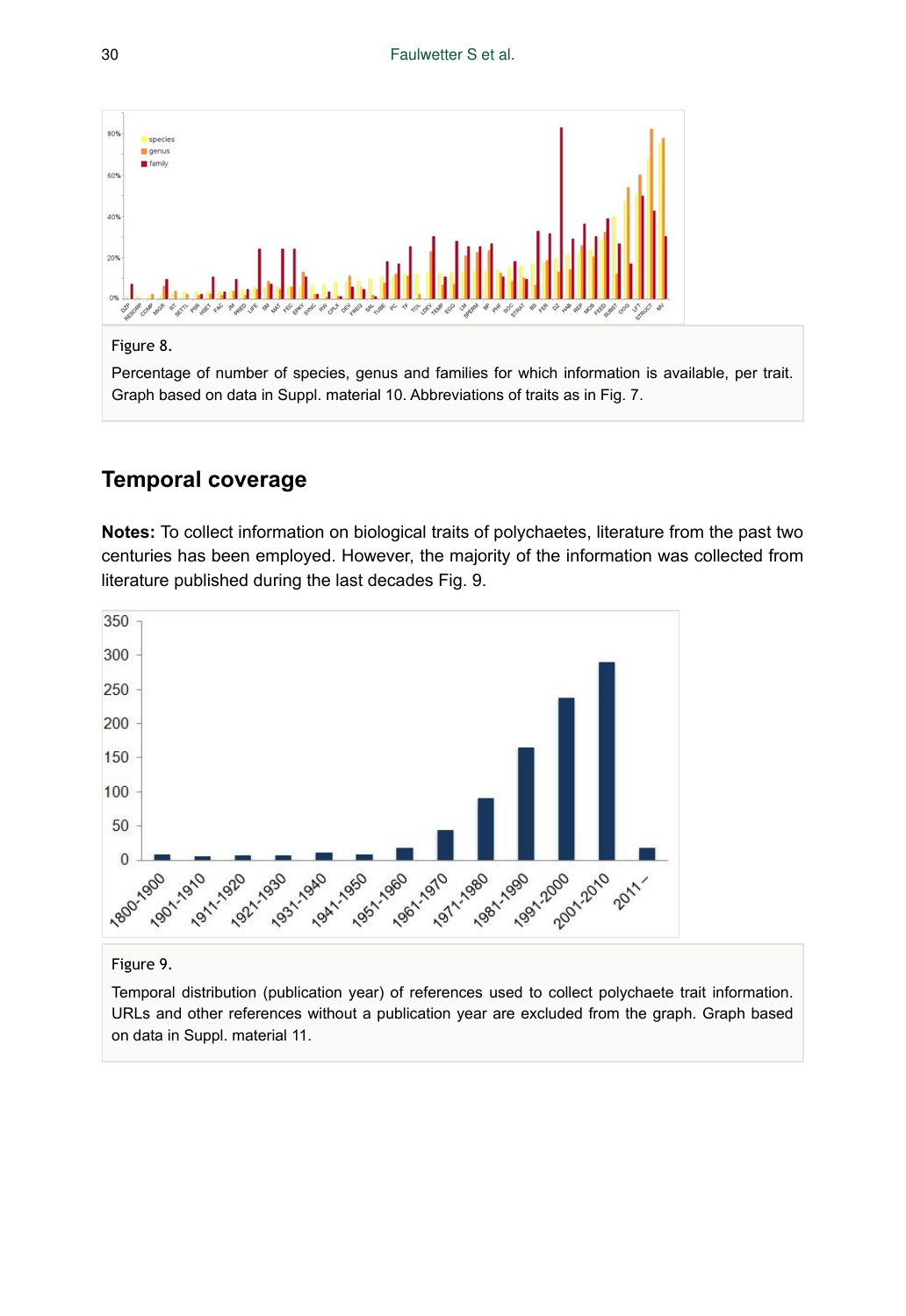Figure 8.

Percentage of number of species, genus and families for which information is available, per trait. Graph based on data in Suppl. material 10. Abbreviations of traits as in Fig. 7.

## Temporal coverage

**Notes:** To collect information on biological traits of polychaetes, literature from the past two centuries has been employed. However, the majority of the information was collected from literature published during the last decades Fig. 9.

Figure 9.

Temporal distribution (publication year) of references used to collect polychaete trait information. URLs and other references without a publication year are excluded from the graph. Graph based on data in Suppl. material 11.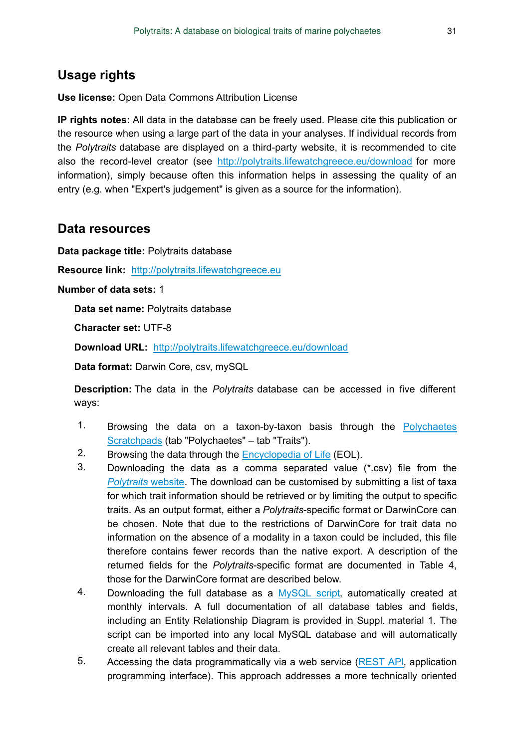## Usage rights

**Use license:** Open Data Commons Attribution License

**IP rights notes:** All data in the database can be freely used. Please cite this publication or the resource when using a large part of the data in your analyses. If individual records from the *Polytraits* database are displayed on a third-party website, it is recommended to cite also the record-level creator (see http://polytraits.lifewatchgreece.eu/download for more information), simply because often this information helps in assessing the quality of an entry (e.g. when "Expert's judgement" is given as a source for the information).

## Data resources

**Data package title:** Polytraits database

**Resource link:** http://polytraits.lifewatchgreece.eu

**Number of data sets:** 1

**Data set name:** Polytraits database

**Character set:** UTF-8

**Download URL:** http://polytraits.lifewatchgreece.eu/download

**Data format:** Darwin Core, csv, mySQL

**Description:** The data in the *Polytraits* database can be accessed in five different ways:

1. Browsing the data on a taxon-by-taxon basis through the Polychaetes Scratchpads (tab "Polychaetes" – tab "Traits").
2. Browsing the data through the Encyclopedia of Life (EOL).
3. Downloading the data as a comma separated value (*.csv) file from the *Polytraits* website. The download can be customised by submitting a list of taxa for which trait information should be retrieved or by limiting the output to specific traits. As an output format, either a *Polytraits*-specific format or DarwinCore can be chosen. Note that due to the restrictions of DarwinCore for trait data no information on the absence of a modality in a taxon could be included, this file therefore contains fewer records than the native export. A description of the returned fields for the *Polytraits*-specific format are documented in Table 4, those for the DarwinCore format are described below.
4. Downloading the full database as a MySQL script, automatically created at monthly intervals. A full documentation of all database tables and fields, including an Entity Relationship Diagram is provided in Suppl. material 1. The script can be imported into any local MySQL database and will automatically create all relevant tables and their data.
5. Accessing the data programmatically via a web service (REST API, application programming interface). This approach addresses a more technically oriented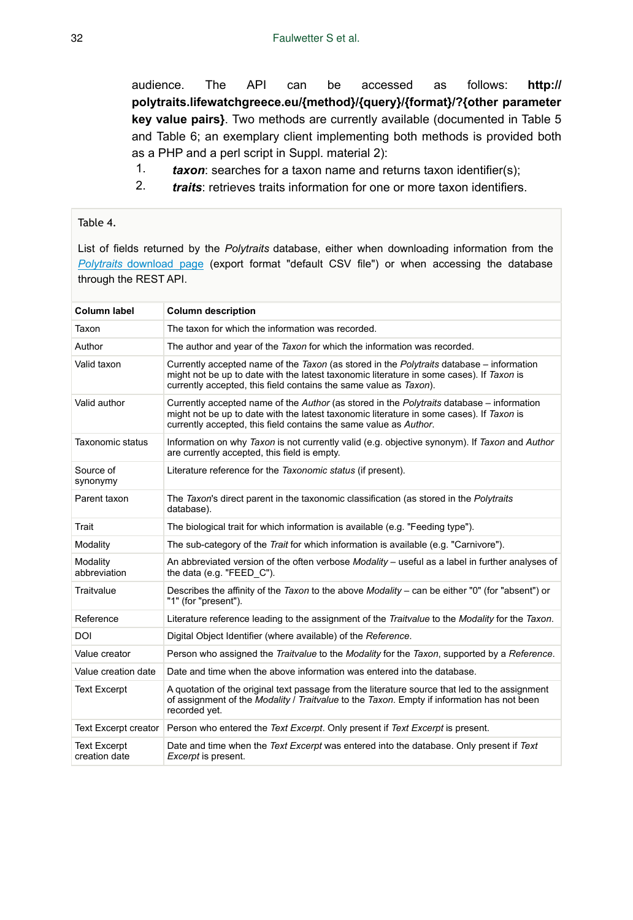audience. The API can be accessed as follows: **http://polytraits.lifewatchgreece.eu/{method}/{query}/{format}/?{other parameter key value pairs}**. Two methods are currently available (documented in Table 5 and Table 6; an exemplary client implementing both methods is provided both as a PHP and a perl script in Suppl. material 2):

1. ***taxon***: searches for a taxon name and returns taxon identifier(s);
2. ***traits***: retrieves traits information for one or more taxon identifiers.

Table 4.

List of fields returned by the *Polytraits* database, either when downloading information from the *Polytraits* download page (export format "default CSV file") or when accessing the database through the REST API.

| Column label | Column description |
|---|---|
| Taxon | The taxon for which the information was recorded. |
| Author | The author and year of the *Taxon* for which the information was recorded. |
| Valid taxon | Currently accepted name of the *Taxon* (as stored in the *Polytraits* database – information might not be up to date with the latest taxonomic literature in some cases). If *Taxon* is currently accepted, this field contains the same value as *Taxon*). |
| Valid author | Currently accepted name of the *Author* (as stored in the *Polytraits* database – information might not be up to date with the latest taxonomic literature in some cases). If *Taxon* is currently accepted, this field contains the same value as *Author*. |
| Taxonomic status | Information on why *Taxon* is not currently valid (e.g. objective synonym). If *Taxon* and *Author* are currently accepted, this field is empty. |
| Source of synonymy | Literature reference for the *Taxonomic status* (if present). |
| Parent taxon | The *Taxon*'s direct parent in the taxonomic classification (as stored in the *Polytraits* database). |
| Trait | The biological trait for which information is available (e.g. "Feeding type"). |
| Modality | The sub-category of the *Trait* for which information is available (e.g. "Carnivore"). |
| Modality abbreviation | An abbreviated version of the often verbose *Modality* – useful as a label in further analyses of the data (e.g. "FEED_C"). |
| Traitvalue | Describes the affinity of the *Taxon* to the above *Modality* – can be either "0" (for "absent") or "1" (for "present"). |
| Reference | Literature reference leading to the assignment of the *Traitvalue* to the *Modality* for the *Taxon*. |
| DOI | Digital Object Identifier (where available) of the *Reference*. |
| Value creator | Person who assigned the *Traitvalue* to the *Modality* for the *Taxon*, supported by a *Reference*. |
| Value creation date | Date and time when the above information was entered into the database. |
| Text Excerpt | A quotation of the original text passage from the literature source that led to the assignment of assignment of the *Modality* / *Traitvalue* to the *Taxon*. Empty if information has not been recorded yet. |
| Text Excerpt creator | Person who entered the *Text Excerpt*. Only present if *Text Excerpt* is present. |
| Text Excerpt creation date | Date and time when the *Text Excerpt* was entered into the database. Only present if *Text Excerpt* is present. |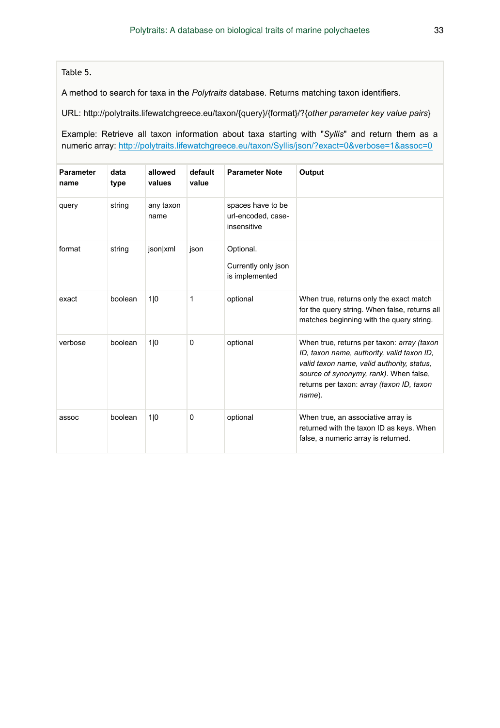Table 5.

A method to search for taxa in the *Polytraits* database. Returns matching taxon identifiers.

URL: http://polytraits.lifewatchgreece.eu/taxon/{query}/{format}/?{*other parameter key value pairs*}

Example: Retrieve all taxon information about taxa starting with "*Syllis*" and return them as a numeric array: http://polytraits.lifewatchgreece.eu/taxon/Syllis/json/?exact=0&verbose=1&assoc=0

| Parameter name | data type | allowed values | default value | Parameter Note | Output |
|---|---|---|---|---|---|
| query | string | any taxon name | | spaces have to be url-encoded, case-insensitive | |
| format | string | json\|xml | json | Optional. Currently only json is implemented | |
| exact | boolean | 1\|0 | 1 | optional | When true, returns only the exact match for the query string. When false, returns all matches beginning with the query string. |
| verbose | boolean | 1\|0 | 0 | optional | When true, returns per taxon: *array (taxon ID, taxon name, authority, valid taxon ID, valid taxon name, valid authority, status, source of synonymy, rank)*. When false, returns per taxon: *array (taxon ID, taxon name*). |
| assoc | boolean | 1\|0 | 0 | optional | When true, an associative array is returned with the taxon ID as keys. When false, a numeric array is returned. |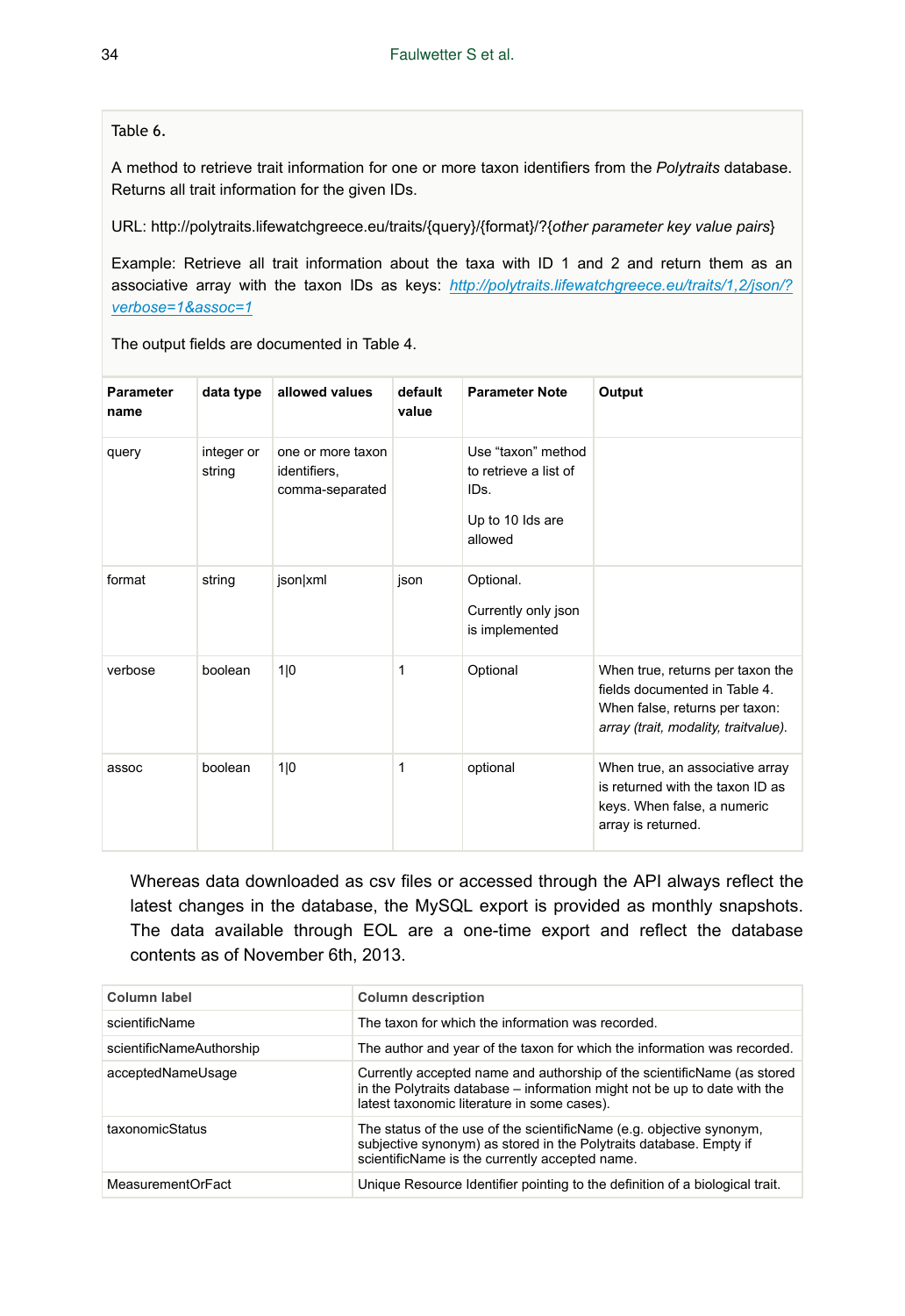Table 6.

A method to retrieve trait information for one or more taxon identifiers from the *Polytraits* database. Returns all trait information for the given IDs.

URL: http://polytraits.lifewatchgreece.eu/traits/{query}/{format}/?{*other parameter key value pairs*}

Example: Retrieve all trait information about the taxa with ID 1 and 2 and return them as an associative array with the taxon IDs as keys: [http://polytraits.lifewatchgreece.eu/traits/1,2/json/?verbose=1&assoc=1](http://polytraits.lifewatchgreece.eu/traits/1,2/json/?verbose=1&assoc=1)

The output fields are documented in Table 4.

| Parameter name | data type | allowed values | default value | Parameter Note | Output |
|---|---|---|---|---|---|
| query | integer or string | one or more taxon identifiers, comma-separated | | Use "taxon" method to retrieve a list of IDs.<br><br>Up to 10 Ids are allowed | |
| format | string | json\|xml | json | Optional.<br><br>Currently only json is implemented | |
| verbose | boolean | 1\|0 | 1 | Optional | When true, returns per taxon the fields documented in Table 4. When false, returns per taxon: *array (trait, modality, traitvalue).* |
| assoc | boolean | 1\|0 | 1 | optional | When true, an associative array is returned with the taxon ID as keys. When false, a numeric array is returned. |

Whereas data downloaded as csv files or accessed through the API always reflect the latest changes in the database, the MySQL export is provided as monthly snapshots. The data available through EOL are a one-time export and reflect the database contents as of November 6th, 2013.

| Column label | Column description |
|---|---|
| scientificName | The taxon for which the information was recorded. |
| scientificNameAuthorship | The author and year of the taxon for which the information was recorded. |
| acceptedNameUsage | Currently accepted name and authorship of the scientificName (as stored in the Polytraits database – information might not be up to date with the latest taxonomic literature in some cases). |
| taxonomicStatus | The status of the use of the scientificName (e.g. objective synonym, subjective synonym) as stored in the Polytraits database. Empty if scientificName is the currently accepted name. |
| MeasurementOrFact | Unique Resource Identifier pointing to the definition of a biological trait. |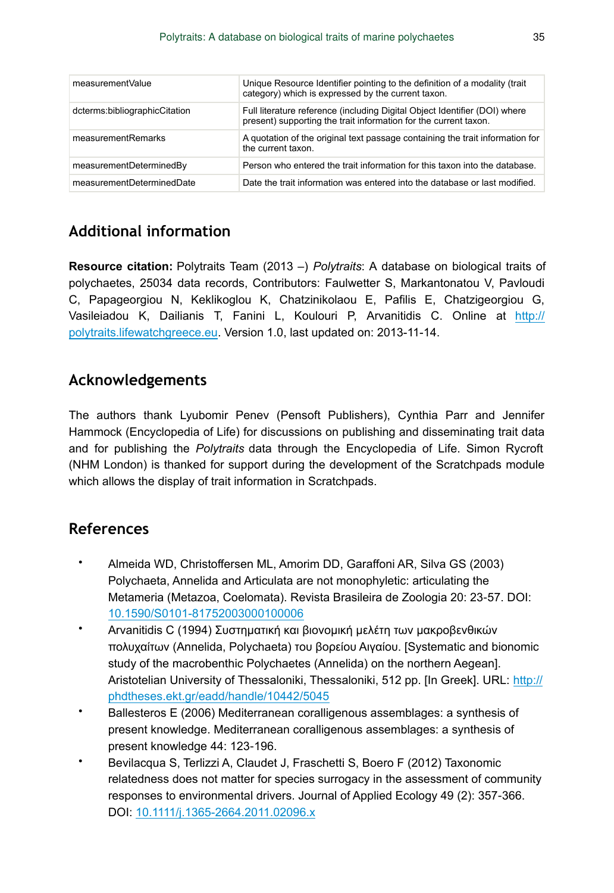| | |
|---|---|
| measurementValue | Unique Resource Identifier pointing to the definition of a modality (trait category) which is expressed by the current taxon. |
| dcterms:bibliographicCitation | Full literature reference (including Digital Object Identifier (DOI) where present) supporting the trait information for the current taxon. |
| measurementRemarks | A quotation of the original text passage containing the trait information for the current taxon. |
| measurementDeterminedBy | Person who entered the trait information for this taxon into the database. |
| measurementDeterminedDate | Date the trait information was entered into the database or last modified. |

## Additional information

**Resource citation:** Polytraits Team (2013 –) *Polytraits*: A database on biological traits of polychaetes, 25034 data records, Contributors: Faulwetter S, Markantonatou V, Pavloudi C, Papageorgiou N, Keklikoglou K, Chatzinikolaou E, Pafilis E, Chatzigeorgiou G, Vasileiadou K, Dailianis T, Fanini L, Koulouri P, Arvanitidis C. Online at http://polytraits.lifewatchgreece.eu. Version 1.0, last updated on: 2013-11-14.

## Acknowledgements

The authors thank Lyubomir Penev (Pensoft Publishers), Cynthia Parr and Jennifer Hammock (Encyclopedia of Life) for discussions on publishing and disseminating trait data and for publishing the *Polytraits* data through the Encyclopedia of Life. Simon Rycroft (NHM London) is thanked for support during the development of the Scratchpads module which allows the display of trait information in Scratchpads.

## References

- Almeida WD, Christoffersen ML, Amorim DD, Garaffoni AR, Silva GS (2003) Polychaeta, Annelida and Articulata are not monophyletic: articulating the Metameria (Metazoa, Coelomata). Revista Brasileira de Zoologia 20: 23-57. DOI: 10.1590/S0101-81752003000100006
- Arvanitidis C (1994) Συστηματική και βιονομική μελέτη των μακροβενθικών πολυχαίτων (Annelida, Polychaeta) του βορείου Αιγαίου. [Systematic and bionomic study of the macrobenthic Polychaetes (Annelida) on the northern Aegean]. Aristotelian University of Thessaloniki, Thessaloniki, 512 pp. [In Greek]. URL: http://phdtheses.ekt.gr/eadd/handle/10442/5045
- Ballesteros E (2006) Mediterranean coralligenous assemblages: a synthesis of present knowledge. Mediterranean coralligenous assemblages: a synthesis of present knowledge 44: 123-196.
- Bevilacqua S, Terlizzi A, Claudet J, Fraschetti S, Boero F (2012) Taxonomic relatedness does not matter for species surrogacy in the assessment of community responses to environmental drivers. Journal of Applied Ecology 49 (2): 357-366. DOI: 10.1111/j.1365-2664.2011.02096.x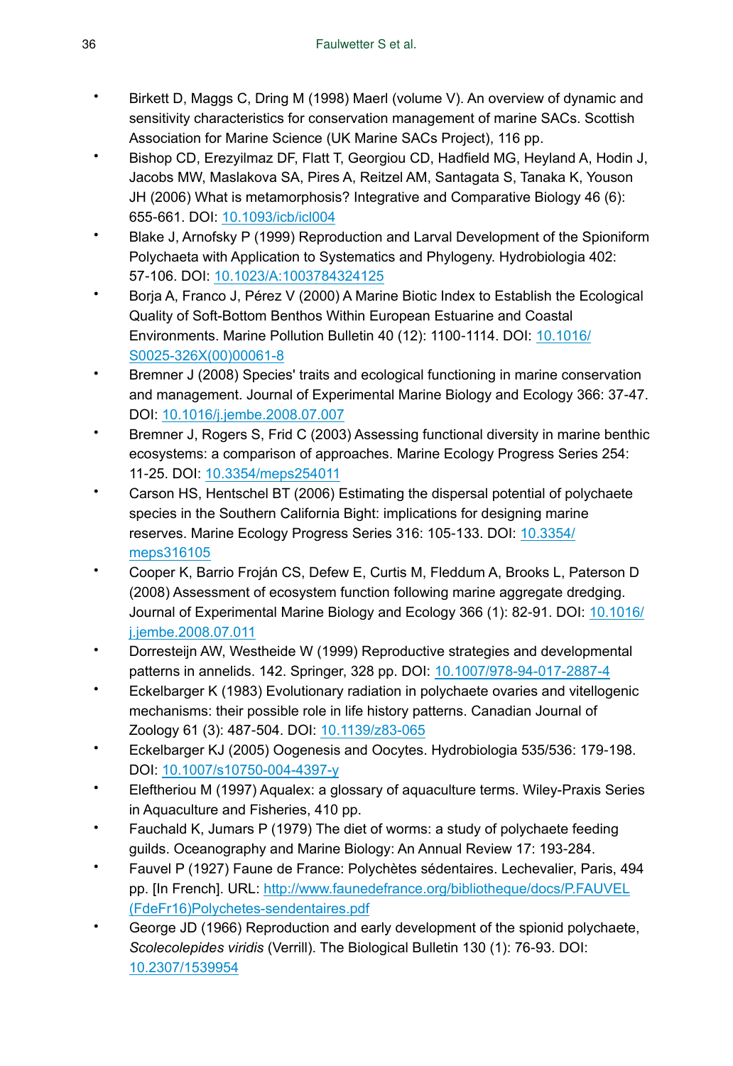- Birkett D, Maggs C, Dring M (1998) Maerl (volume V). An overview of dynamic and sensitivity characteristics for conservation management of marine SACs. Scottish Association for Marine Science (UK Marine SACs Project), 116 pp.
- Bishop CD, Erezyilmaz DF, Flatt T, Georgiou CD, Hadfield MG, Heyland A, Hodin J, Jacobs MW, Maslakova SA, Pires A, Reitzel AM, Santagata S, Tanaka K, Youson JH (2006) What is metamorphosis? Integrative and Comparative Biology 46 (6): 655-661. DOI: 10.1093/icb/icl004
- Blake J, Arnofsky P (1999) Reproduction and Larval Development of the Spioniform Polychaeta with Application to Systematics and Phylogeny. Hydrobiologia 402: 57-106. DOI: 10.1023/A:1003784324125
- Borja A, Franco J, Pérez V (2000) A Marine Biotic Index to Establish the Ecological Quality of Soft-Bottom Benthos Within European Estuarine and Coastal Environments. Marine Pollution Bulletin 40 (12): 1100-1114. DOI: 10.1016/S0025-326X(00)00061-8
- Bremner J (2008) Species' traits and ecological functioning in marine conservation and management. Journal of Experimental Marine Biology and Ecology 366: 37-47. DOI: 10.1016/j.jembe.2008.07.007
- Bremner J, Rogers S, Frid C (2003) Assessing functional diversity in marine benthic ecosystems: a comparison of approaches. Marine Ecology Progress Series 254: 11-25. DOI: 10.3354/meps254011
- Carson HS, Hentschel BT (2006) Estimating the dispersal potential of polychaete species in the Southern California Bight: implications for designing marine reserves. Marine Ecology Progress Series 316: 105-133. DOI: 10.3354/meps316105
- Cooper K, Barrio Froján CS, Defew E, Curtis M, Fleddum A, Brooks L, Paterson D (2008) Assessment of ecosystem function following marine aggregate dredging. Journal of Experimental Marine Biology and Ecology 366 (1): 82-91. DOI: 10.1016/j.jembe.2008.07.011
- Dorresteijn AW, Westheide W (1999) Reproductive strategies and developmental patterns in annelids. 142. Springer, 328 pp. DOI: 10.1007/978-94-017-2887-4
- Eckelbarger K (1983) Evolutionary radiation in polychaete ovaries and vitellogenic mechanisms: their possible role in life history patterns. Canadian Journal of Zoology 61 (3): 487-504. DOI: 10.1139/z83-065
- Eckelbarger KJ (2005) Oogenesis and Oocytes. Hydrobiologia 535/536: 179-198. DOI: 10.1007/s10750-004-4397-y
- Eleftheriou M (1997) Aqualex: a glossary of aquaculture terms. Wiley-Praxis Series in Aquaculture and Fisheries, 410 pp.
- Fauchald K, Jumars P (1979) The diet of worms: a study of polychaete feeding guilds. Oceanography and Marine Biology: An Annual Review 17: 193-284.
- Fauvel P (1927) Faune de France: Polychètes sédentaires. Lechevalier, Paris, 494 pp. [In French]. URL: http://www.faunedefrance.org/bibliotheque/docs/P.FAUVEL(FdeFr16)Polychetes-sendentaires.pdf
- George JD (1966) Reproduction and early development of the spionid polychaete, *Scolecolepides viridis* (Verrill). The Biological Bulletin 130 (1): 76-93. DOI: 10.2307/1539954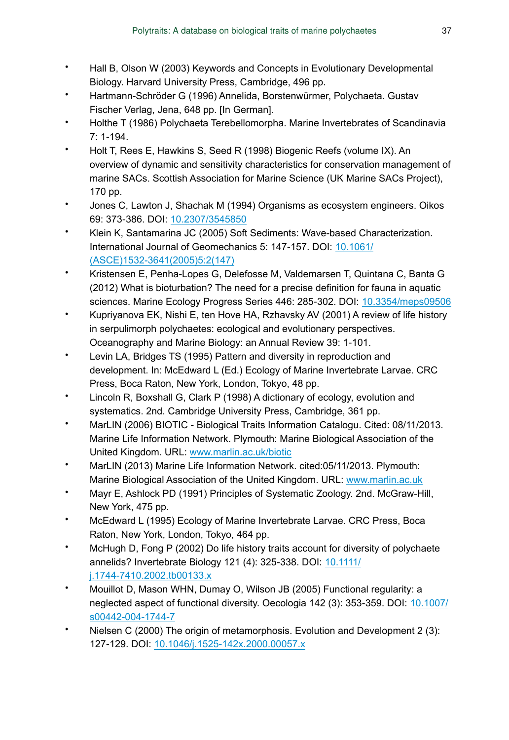- Hall B, Olson W (2003) Keywords and Concepts in Evolutionary Developmental Biology. Harvard University Press, Cambridge, 496 pp.
- Hartmann-Schröder G (1996) Annelida, Borstenwürmer, Polychaeta. Gustav Fischer Verlag, Jena, 648 pp. [In German].
- Holthe T (1986) Polychaeta Terebellomorpha. Marine Invertebrates of Scandinavia 7: 1-194.
- Holt T, Rees E, Hawkins S, Seed R (1998) Biogenic Reefs (volume IX). An overview of dynamic and sensitivity characteristics for conservation management of marine SACs. Scottish Association for Marine Science (UK Marine SACs Project), 170 pp.
- Jones C, Lawton J, Shachak M (1994) Organisms as ecosystem engineers. Oikos 69: 373-386. DOI: 10.2307/3545850
- Klein K, Santamarina JC (2005) Soft Sediments: Wave-based Characterization. International Journal of Geomechanics 5: 147-157. DOI: 10.1061/(ASCE)1532-3641(2005)5:2(147)
- Kristensen E, Penha-Lopes G, Delefosse M, Valdemarsen T, Quintana C, Banta G (2012) What is bioturbation? The need for a precise definition for fauna in aquatic sciences. Marine Ecology Progress Series 446: 285-302. DOI: 10.3354/meps09506
- Kupriyanova EK, Nishi E, ten Hove HA, Rzhavsky AV (2001) A review of life history in serpulimorph polychaetes: ecological and evolutionary perspectives. Oceanography and Marine Biology: an Annual Review 39: 1-101.
- Levin LA, Bridges TS (1995) Pattern and diversity in reproduction and development. In: McEdward L (Ed.) Ecology of Marine Invertebrate Larvae. CRC Press, Boca Raton, New York, London, Tokyo, 48 pp.
- Lincoln R, Boxshall G, Clark P (1998) A dictionary of ecology, evolution and systematics. 2nd. Cambridge University Press, Cambridge, 361 pp.
- MarLIN (2006) BIOTIC - Biological Traits Information Catalogu. Cited: 08/11/2013. Marine Life Information Network. Plymouth: Marine Biological Association of the United Kingdom. URL: www.marlin.ac.uk/biotic
- MarLIN (2013) Marine Life Information Network. cited:05/11/2013. Plymouth: Marine Biological Association of the United Kingdom. URL: www.marlin.ac.uk
- Mayr E, Ashlock PD (1991) Principles of Systematic Zoology. 2nd. McGraw-Hill, New York, 475 pp.
- McEdward L (1995) Ecology of Marine Invertebrate Larvae. CRC Press, Boca Raton, New York, London, Tokyo, 464 pp.
- McHugh D, Fong P (2002) Do life history traits account for diversity of polychaete annelids? Invertebrate Biology 121 (4): 325-338. DOI: 10.1111/j.1744-7410.2002.tb00133.x
- Mouillot D, Mason WHN, Dumay O, Wilson JB (2005) Functional regularity: a neglected aspect of functional diversity. Oecologia 142 (3): 353-359. DOI: 10.1007/s00442-004-1744-7
- Nielsen C (2000) The origin of metamorphosis. Evolution and Development 2 (3): 127-129. DOI: 10.1046/j.1525-142x.2000.00057.x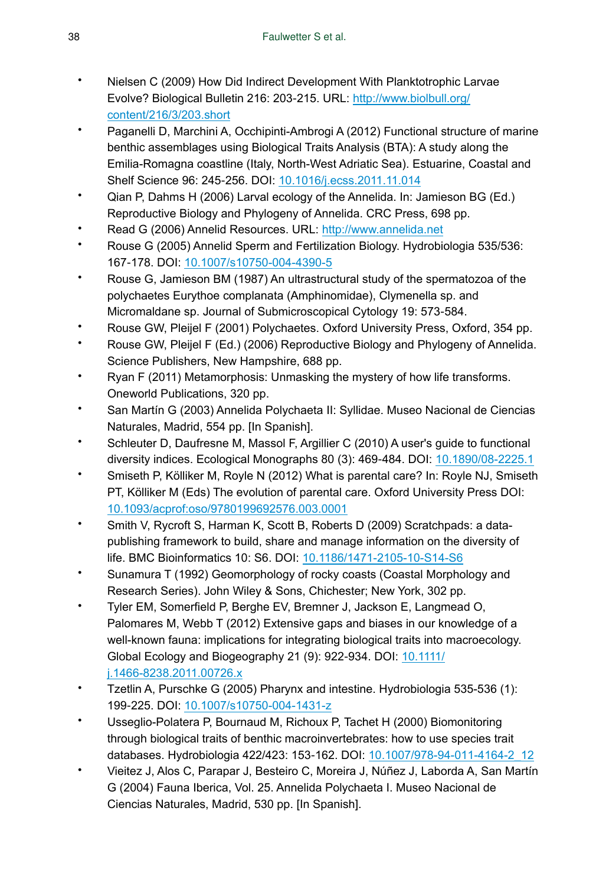- Nielsen C (2009) How Did Indirect Development With Planktotrophic Larvae Evolve? Biological Bulletin 216: 203-215. URL: http://www.biolbull.org/content/216/3/203.short
- Paganelli D, Marchini A, Occhipinti-Ambrogi A (2012) Functional structure of marine benthic assemblages using Biological Traits Analysis (BTA): A study along the Emilia-Romagna coastline (Italy, North-West Adriatic Sea). Estuarine, Coastal and Shelf Science 96: 245-256. DOI: 10.1016/j.ecss.2011.11.014
- Qian P, Dahms H (2006) Larval ecology of the Annelida. In: Jamieson BG (Ed.) Reproductive Biology and Phylogeny of Annelida. CRC Press, 698 pp.
- Read G (2006) Annelid Resources. URL: http://www.annelida.net
- Rouse G (2005) Annelid Sperm and Fertilization Biology. Hydrobiologia 535/536: 167-178. DOI: 10.1007/s10750-004-4390-5
- Rouse G, Jamieson BM (1987) An ultrastructural study of the spermatozoa of the polychaetes Eurythoe complanata (Amphinomidae), Clymenella sp. and Micromaldane sp. Journal of Submicroscopical Cytology 19: 573-584.
- Rouse GW, Pleijel F (2001) Polychaetes. Oxford University Press, Oxford, 354 pp.
- Rouse GW, Pleijel F (Ed.) (2006) Reproductive Biology and Phylogeny of Annelida. Science Publishers, New Hampshire, 688 pp.
- Ryan F (2011) Metamorphosis: Unmasking the mystery of how life transforms. Oneworld Publications, 320 pp.
- San Martín G (2003) Annelida Polychaeta II: Syllidae. Museo Nacional de Ciencias Naturales, Madrid, 554 pp. [In Spanish].
- Schleuter D, Daufresne M, Massol F, Argillier C (2010) A user's guide to functional diversity indices. Ecological Monographs 80 (3): 469-484. DOI: 10.1890/08-2225.1
- Smiseth P, Kölliker M, Royle N (2012) What is parental care? In: Royle NJ, Smiseth PT, Kölliker M (Eds) The evolution of parental care. Oxford University Press DOI: 10.1093/acprof:oso/9780199692576.003.0001
- Smith V, Rycroft S, Harman K, Scott B, Roberts D (2009) Scratchpads: a data-publishing framework to build, share and manage information on the diversity of life. BMC Bioinformatics 10: S6. DOI: 10.1186/1471-2105-10-S14-S6
- Sunamura T (1992) Geomorphology of rocky coasts (Coastal Morphology and Research Series). John Wiley & Sons, Chichester; New York, 302 pp.
- Tyler EM, Somerfield P, Berghe EV, Bremner J, Jackson E, Langmead O, Palomares M, Webb T (2012) Extensive gaps and biases in our knowledge of a well-known fauna: implications for integrating biological traits into macroecology. Global Ecology and Biogeography 21 (9): 922-934. DOI: 10.1111/j.1466-8238.2011.00726.x
- Tzetlin A, Purschke G (2005) Pharynx and intestine. Hydrobiologia 535-536 (1): 199-225. DOI: 10.1007/s10750-004-1431-z
- Usseglio-Polatera P, Bournaud M, Richoux P, Tachet H (2000) Biomonitoring through biological traits of benthic macroinvertebrates: how to use species trait databases. Hydrobiologia 422/423: 153-162. DOI: 10.1007/978-94-011-4164-2_12
- Vieitez J, Alos C, Parapar J, Besteiro C, Moreira J, Núñez J, Laborda A, San Martín G (2004) Fauna Iberica, Vol. 25. Annelida Polychaeta I. Museo Nacional de Ciencias Naturales, Madrid, 530 pp. [In Spanish].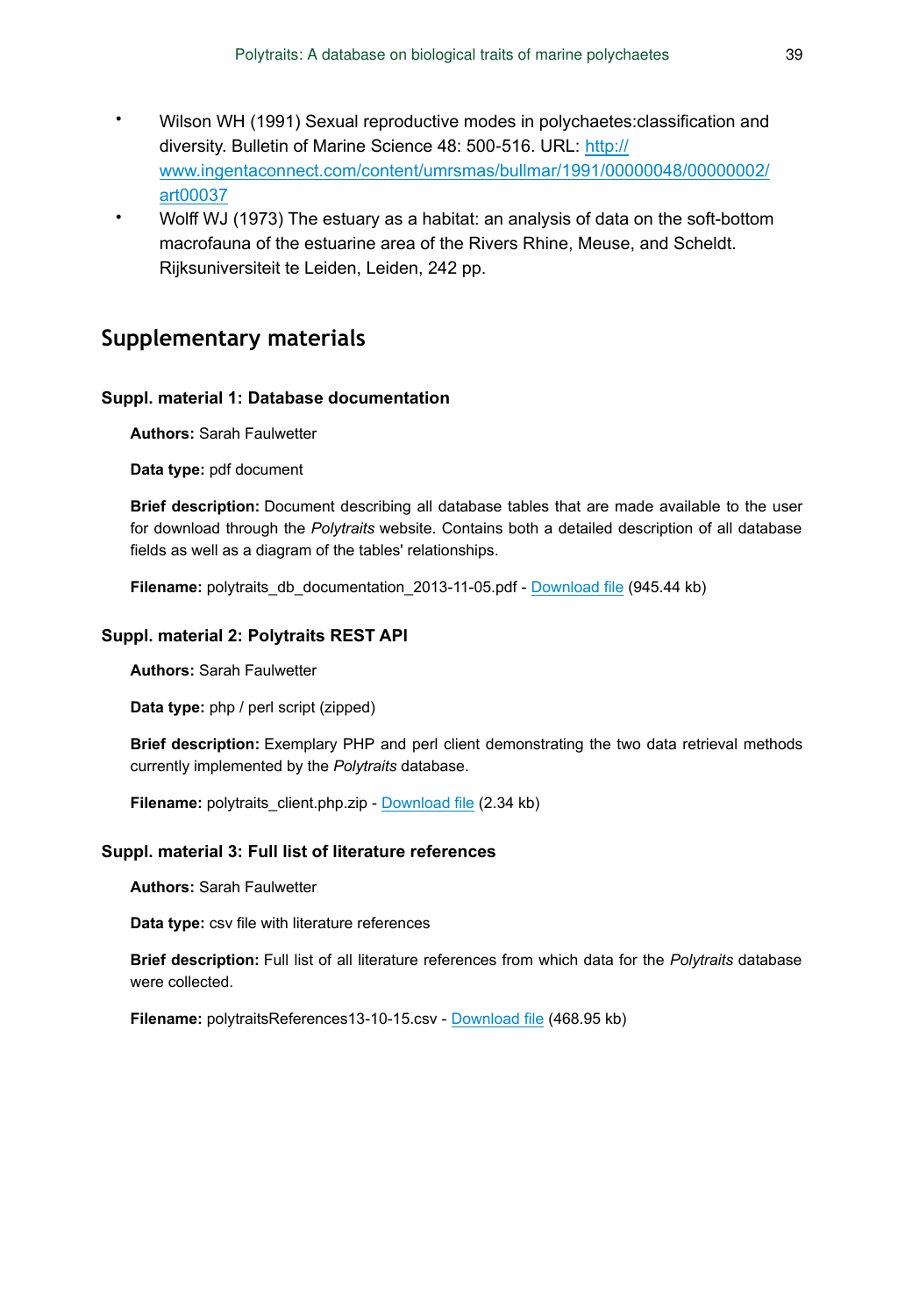- Wilson WH (1991) Sexual reproductive modes in polychaetes:classification and diversity. Bulletin of Marine Science 48: 500-516. URL: http://www.ingentaconnect.com/content/umrsmas/bullmar/1991/00000048/00000002/art00037
- Wolff WJ (1973) The estuary as a habitat: an analysis of data on the soft-bottom macrofauna of the estuarine area of the Rivers Rhine, Meuse, and Scheldt. Rijksuniversiteit te Leiden, Leiden, 242 pp.

## Supplementary materials

### Suppl. material 1: Database documentation

**Authors:** Sarah Faulwetter

**Data type:** pdf document

**Brief description:** Document describing all database tables that are made available to the user for download through the *Polytraits* website. Contains both a detailed description of all database fields as well as a diagram of the tables' relationships.

**Filename:** polytraits_db_documentation_2013-11-05.pdf - Download file (945.44 kb)

### Suppl. material 2: Polytraits REST API

**Authors:** Sarah Faulwetter

**Data type:** php / perl script (zipped)

**Brief description:** Exemplary PHP and perl client demonstrating the two data retrieval methods currently implemented by the *Polytraits* database.

**Filename:** polytraits_client.php.zip - Download file (2.34 kb)

### Suppl. material 3: Full list of literature references

**Authors:** Sarah Faulwetter

**Data type:** csv file with literature references

**Brief description:** Full list of all literature references from which data for the *Polytraits* database were collected.

**Filename:** polytraitsReferences13-10-15.csv - Download file (468.95 kb)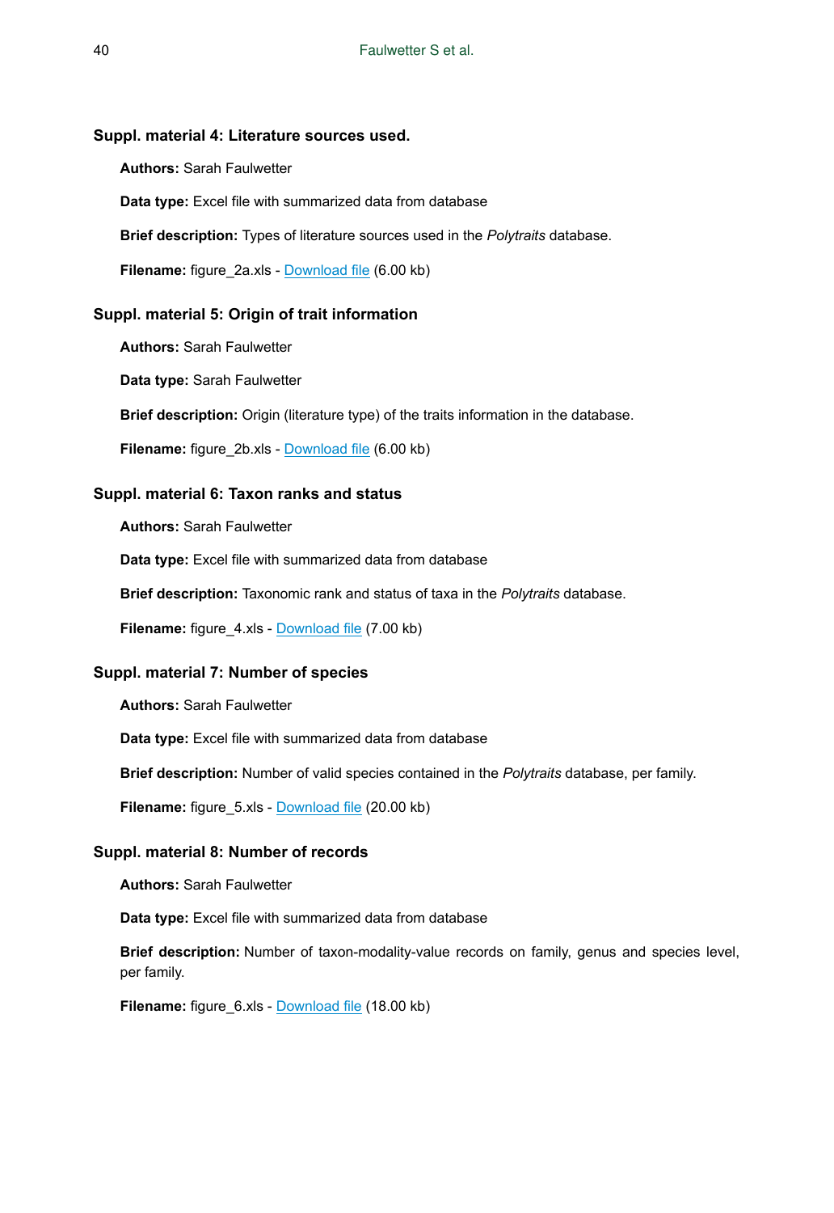### Suppl. material 4: Literature sources used.

**Authors:** Sarah Faulwetter

**Data type:** Excel file with summarized data from database

**Brief description:** Types of literature sources used in the *Polytraits* database.

**Filename:** figure_2a.xls - Download file (6.00 kb)

### Suppl. material 5: Origin of trait information

**Authors:** Sarah Faulwetter

**Data type:** Sarah Faulwetter

**Brief description:** Origin (literature type) of the traits information in the database.

**Filename:** figure_2b.xls - Download file (6.00 kb)

### Suppl. material 6: Taxon ranks and status

**Authors:** Sarah Faulwetter

**Data type:** Excel file with summarized data from database

**Brief description:** Taxonomic rank and status of taxa in the *Polytraits* database.

**Filename:** figure_4.xls - Download file (7.00 kb)

### Suppl. material 7: Number of species

**Authors:** Sarah Faulwetter

**Data type:** Excel file with summarized data from database

**Brief description:** Number of valid species contained in the *Polytraits* database, per family.

**Filename:** figure_5.xls - Download file (20.00 kb)

### Suppl. material 8: Number of records

**Authors:** Sarah Faulwetter

**Data type:** Excel file with summarized data from database

**Brief description:** Number of taxon-modality-value records on family, genus and species level, per family.

**Filename:** figure_6.xls - Download file (18.00 kb)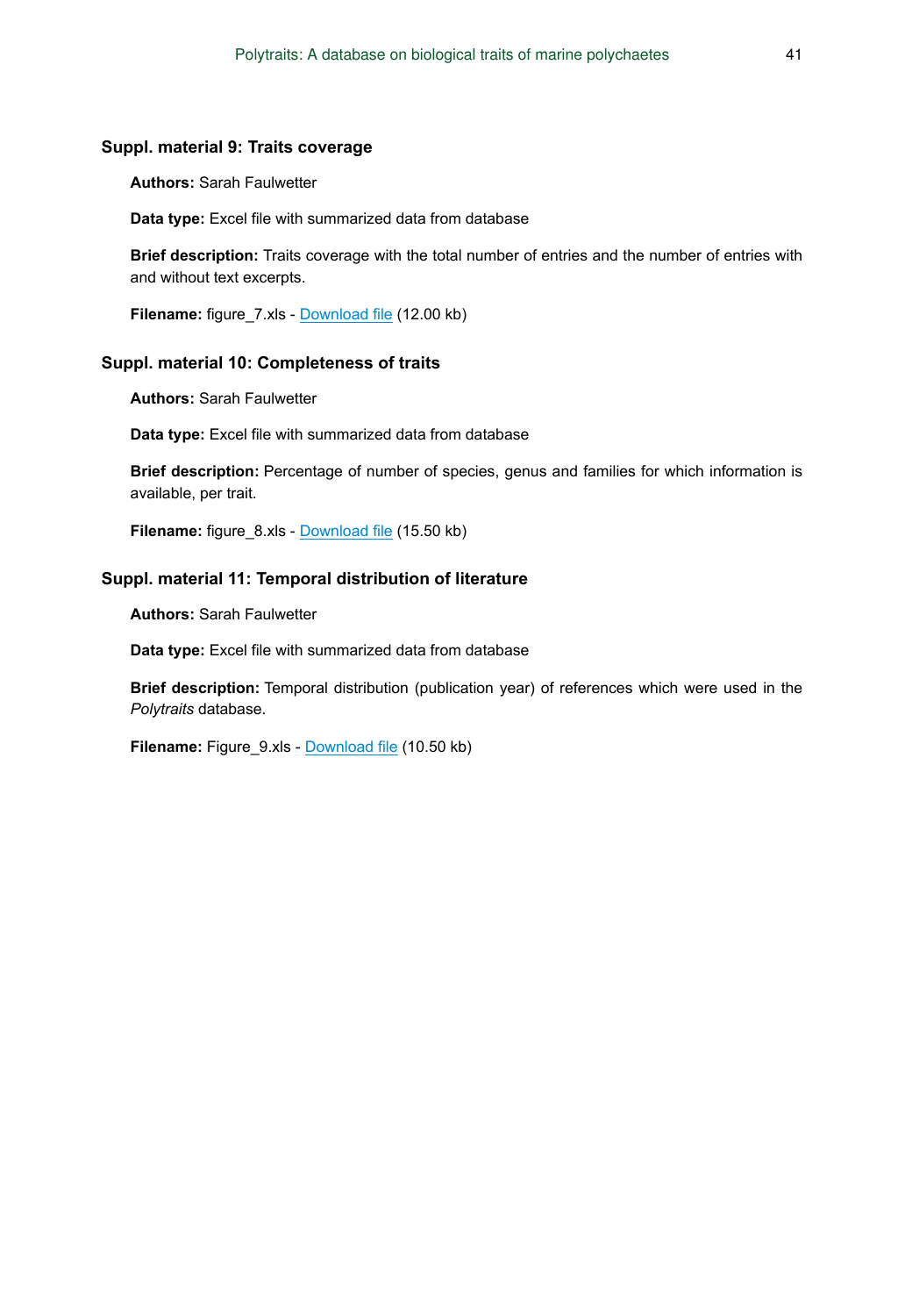### Suppl. material 9: Traits coverage

**Authors:** Sarah Faulwetter

**Data type:** Excel file with summarized data from database

**Brief description:** Traits coverage with the total number of entries and the number of entries with and without text excerpts.

**Filename:** figure_7.xls - Download file (12.00 kb)

### Suppl. material 10: Completeness of traits

**Authors:** Sarah Faulwetter

**Data type:** Excel file with summarized data from database

**Brief description:** Percentage of number of species, genus and families for which information is available, per trait.

**Filename:** figure_8.xls - Download file (15.50 kb)

### Suppl. material 11: Temporal distribution of literature

**Authors:** Sarah Faulwetter

**Data type:** Excel file with summarized data from database

**Brief description:** Temporal distribution (publication year) of references which were used in the *Polytraits* database.

**Filename:** Figure_9.xls - Download file (10.50 kb)